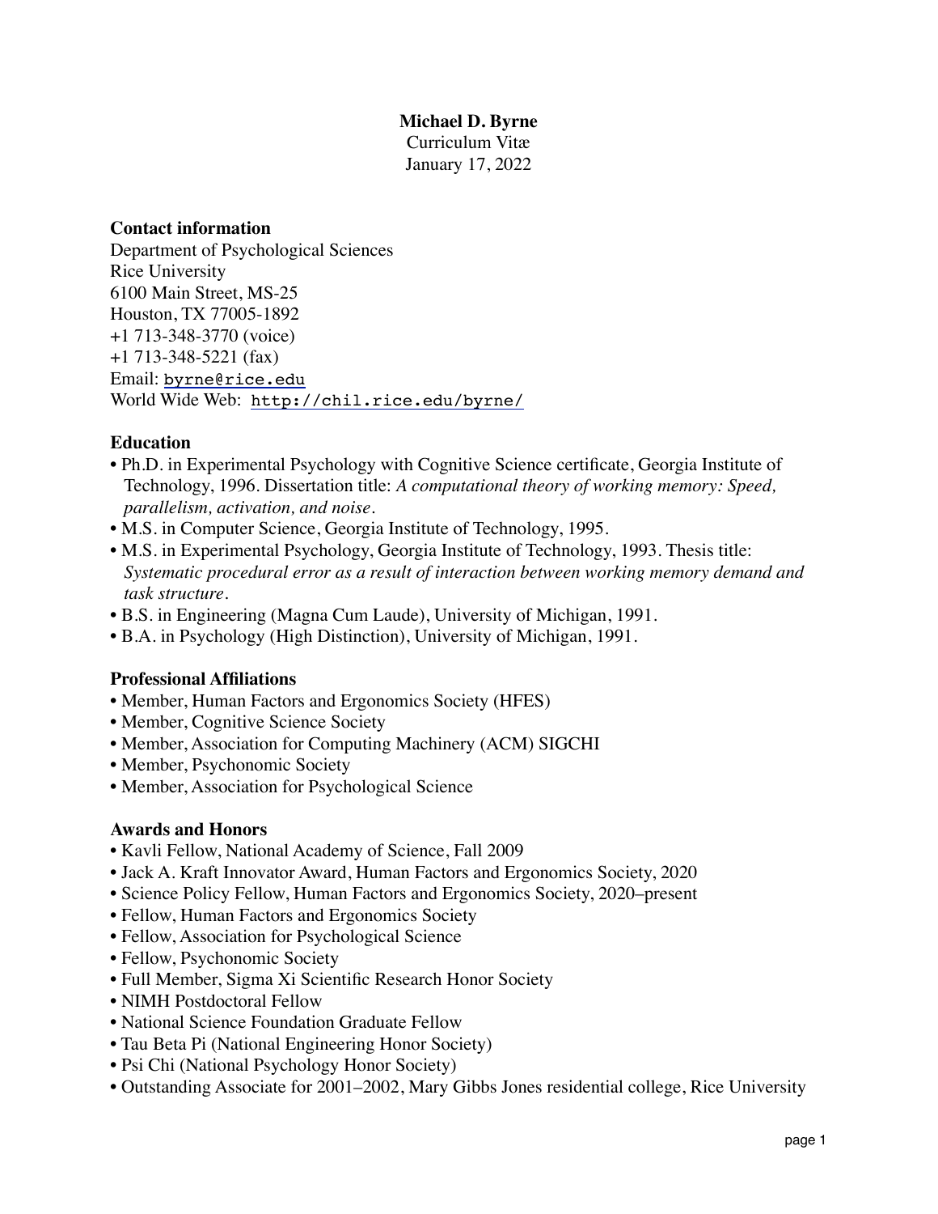**Michael D. Byrne**
Curriculum Vitæ
January 17, 2022

**Contact information**
Department of Psychological Sciences
Rice University
6100 Main Street, MS-25
Houston, TX 77005-1892
+1 713-348-3770 (voice)
+1 713-348-5221 (fax)
Email: byrne@rice.edu
World Wide Web: http://chil.rice.edu/byrne/

**Education**

- Ph.D. in Experimental Psychology with Cognitive Science certificate, Georgia Institute of Technology, 1996. Dissertation title: *A computational theory of working memory: Speed, parallelism, activation, and noise*.
- M.S. in Computer Science, Georgia Institute of Technology, 1995.
- M.S. in Experimental Psychology, Georgia Institute of Technology, 1993. Thesis title: *Systematic procedural error as a result of interaction between working memory demand and task structure*.
- B.S. in Engineering (Magna Cum Laude), University of Michigan, 1991.
- B.A. in Psychology (High Distinction), University of Michigan, 1991.

**Professional Affiliations**

- Member, Human Factors and Ergonomics Society (HFES)
- Member, Cognitive Science Society
- Member, Association for Computing Machinery (ACM) SIGCHI
- Member, Psychonomic Society
- Member, Association for Psychological Science

**Awards and Honors**

- Kavli Fellow, National Academy of Science, Fall 2009
- Jack A. Kraft Innovator Award, Human Factors and Ergonomics Society, 2020
- Science Policy Fellow, Human Factors and Ergonomics Society, 2020–present
- Fellow, Human Factors and Ergonomics Society
- Fellow, Association for Psychological Science
- Fellow, Psychonomic Society
- Full Member, Sigma Xi Scientific Research Honor Society
- NIMH Postdoctoral Fellow
- National Science Foundation Graduate Fellow
- Tau Beta Pi (National Engineering Honor Society)
- Psi Chi (National Psychology Honor Society)
- Outstanding Associate for 2001–2002, Mary Gibbs Jones residential college, Rice University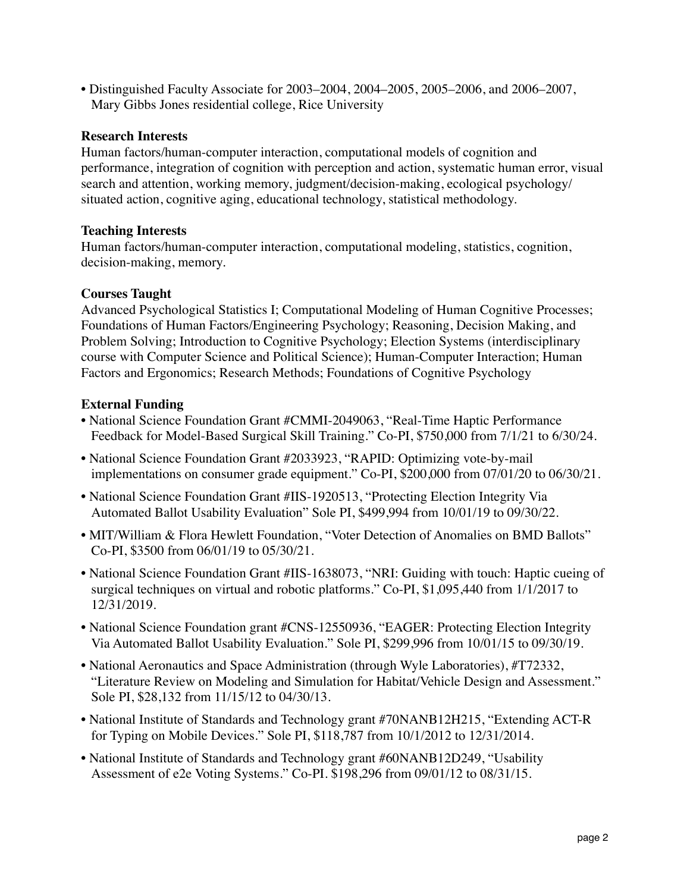- Distinguished Faculty Associate for 2003–2004, 2004–2005, 2005–2006, and 2006–2007, Mary Gibbs Jones residential college, Rice University

### Research Interests

Human factors/human-computer interaction, computational models of cognition and performance, integration of cognition with perception and action, systematic human error, visual search and attention, working memory, judgment/decision-making, ecological psychology/ situated action, cognitive aging, educational technology, statistical methodology.

### Teaching Interests

Human factors/human-computer interaction, computational modeling, statistics, cognition, decision-making, memory.

### Courses Taught

Advanced Psychological Statistics I; Computational Modeling of Human Cognitive Processes; Foundations of Human Factors/Engineering Psychology; Reasoning, Decision Making, and Problem Solving; Introduction to Cognitive Psychology; Election Systems (interdisciplinary course with Computer Science and Political Science); Human-Computer Interaction; Human Factors and Ergonomics; Research Methods; Foundations of Cognitive Psychology

### External Funding

- National Science Foundation Grant #CMMI-2049063, "Real-Time Haptic Performance Feedback for Model-Based Surgical Skill Training." Co-PI, $750,000 from 7/1/21 to 6/30/24.
- National Science Foundation Grant #2033923, "RAPID: Optimizing vote-by-mail implementations on consumer grade equipment." Co-PI, $200,000 from 07/01/20 to 06/30/21.
- National Science Foundation Grant #IIS-1920513, "Protecting Election Integrity Via Automated Ballot Usability Evaluation" Sole PI, $499,994 from 10/01/19 to 09/30/22.
- MIT/William & Flora Hewlett Foundation, "Voter Detection of Anomalies on BMD Ballots" Co-PI, $3500 from 06/01/19 to 05/30/21.
- National Science Foundation Grant #IIS-1638073, "NRI: Guiding with touch: Haptic cueing of surgical techniques on virtual and robotic platforms." Co-PI, $1,095,440 from 1/1/2017 to 12/31/2019.
- National Science Foundation grant #CNS-12550936, "EAGER: Protecting Election Integrity Via Automated Ballot Usability Evaluation." Sole PI, $299,996 from 10/01/15 to 09/30/19.
- National Aeronautics and Space Administration (through Wyle Laboratories), #T72332, "Literature Review on Modeling and Simulation for Habitat/Vehicle Design and Assessment." Sole PI, $28,132 from 11/15/12 to 04/30/13.
- National Institute of Standards and Technology grant #70NANB12H215, "Extending ACT-R for Typing on Mobile Devices." Sole PI, $118,787 from 10/1/2012 to 12/31/2014.
- National Institute of Standards and Technology grant #60NANB12D249, "Usability Assessment of e2e Voting Systems." Co-PI. $198,296 from 09/01/12 to 08/31/15.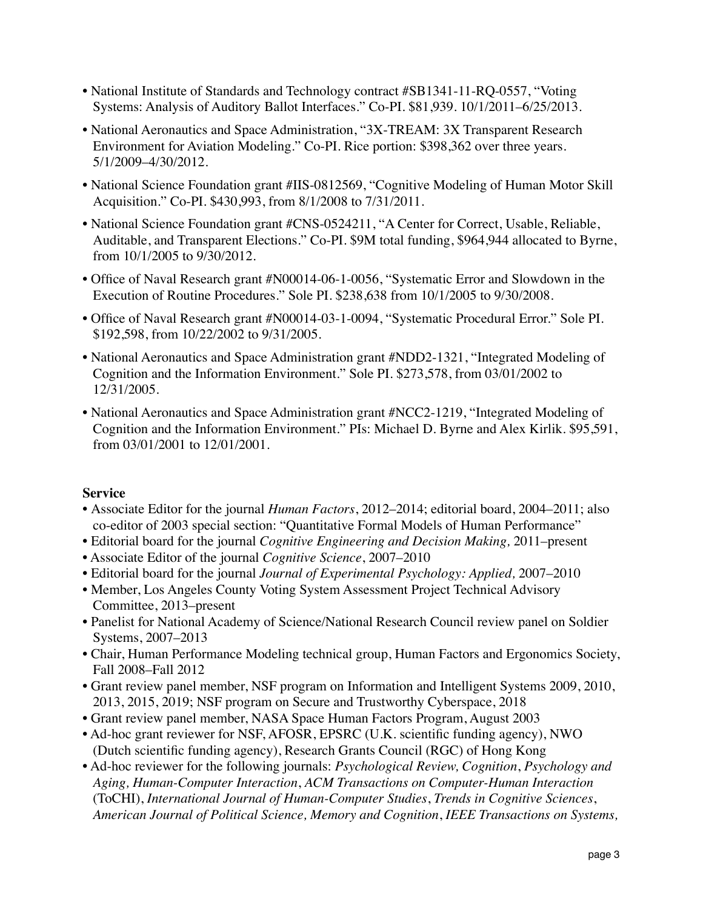- National Institute of Standards and Technology contract #SB1341-11-RQ-0557, "Voting Systems: Analysis of Auditory Ballot Interfaces." Co-PI. $81,939. 10/1/2011–6/25/2013.
- National Aeronautics and Space Administration, "3X-TREAM: 3X Transparent Research Environment for Aviation Modeling." Co-PI. Rice portion: $398,362 over three years. 5/1/2009–4/30/2012.
- National Science Foundation grant #IIS-0812569, "Cognitive Modeling of Human Motor Skill Acquisition." Co-PI. $430,993, from 8/1/2008 to 7/31/2011.
- National Science Foundation grant #CNS-0524211, "A Center for Correct, Usable, Reliable, Auditable, and Transparent Elections." Co-PI. $9M total funding, $964,944 allocated to Byrne, from 10/1/2005 to 9/30/2012.
- Office of Naval Research grant #N00014-06-1-0056, "Systematic Error and Slowdown in the Execution of Routine Procedures." Sole PI. $238,638 from 10/1/2005 to 9/30/2008.
- Office of Naval Research grant #N00014-03-1-0094, "Systematic Procedural Error." Sole PI. $192,598, from 10/22/2002 to 9/31/2005.
- National Aeronautics and Space Administration grant #NDD2-1321, "Integrated Modeling of Cognition and the Information Environment." Sole PI. $273,578, from 03/01/2002 to 12/31/2005.
- National Aeronautics and Space Administration grant #NCC2-1219, "Integrated Modeling of Cognition and the Information Environment." PIs: Michael D. Byrne and Alex Kirlik. $95,591, from 03/01/2001 to 12/01/2001.

**Service**

- Associate Editor for the journal *Human Factors*, 2012–2014; editorial board, 2004–2011; also co-editor of 2003 special section: "Quantitative Formal Models of Human Performance"
- Editorial board for the journal *Cognitive Engineering and Decision Making,* 2011–present
- Associate Editor of the journal *Cognitive Science*, 2007–2010
- Editorial board for the journal *Journal of Experimental Psychology: Applied,* 2007–2010
- Member, Los Angeles County Voting System Assessment Project Technical Advisory Committee, 2013–present
- Panelist for National Academy of Science/National Research Council review panel on Soldier Systems, 2007–2013
- Chair, Human Performance Modeling technical group, Human Factors and Ergonomics Society, Fall 2008–Fall 2012
- Grant review panel member, NSF program on Information and Intelligent Systems 2009, 2010, 2013, 2015, 2019; NSF program on Secure and Trustworthy Cyberspace, 2018
- Grant review panel member, NASA Space Human Factors Program, August 2003
- Ad-hoc grant reviewer for NSF, AFOSR, EPSRC (U.K. scientific funding agency), NWO (Dutch scientific funding agency), Research Grants Council (RGC) of Hong Kong
- Ad-hoc reviewer for the following journals: *Psychological Review, Cognition*, *Psychology and Aging, Human-Computer Interaction*, *ACM Transactions on Computer-Human Interaction* (ToCHI), *International Journal of Human-Computer Studies*, *Trends in Cognitive Sciences*, *American Journal of Political Science, Memory and Cognition*, *IEEE Transactions on Systems,*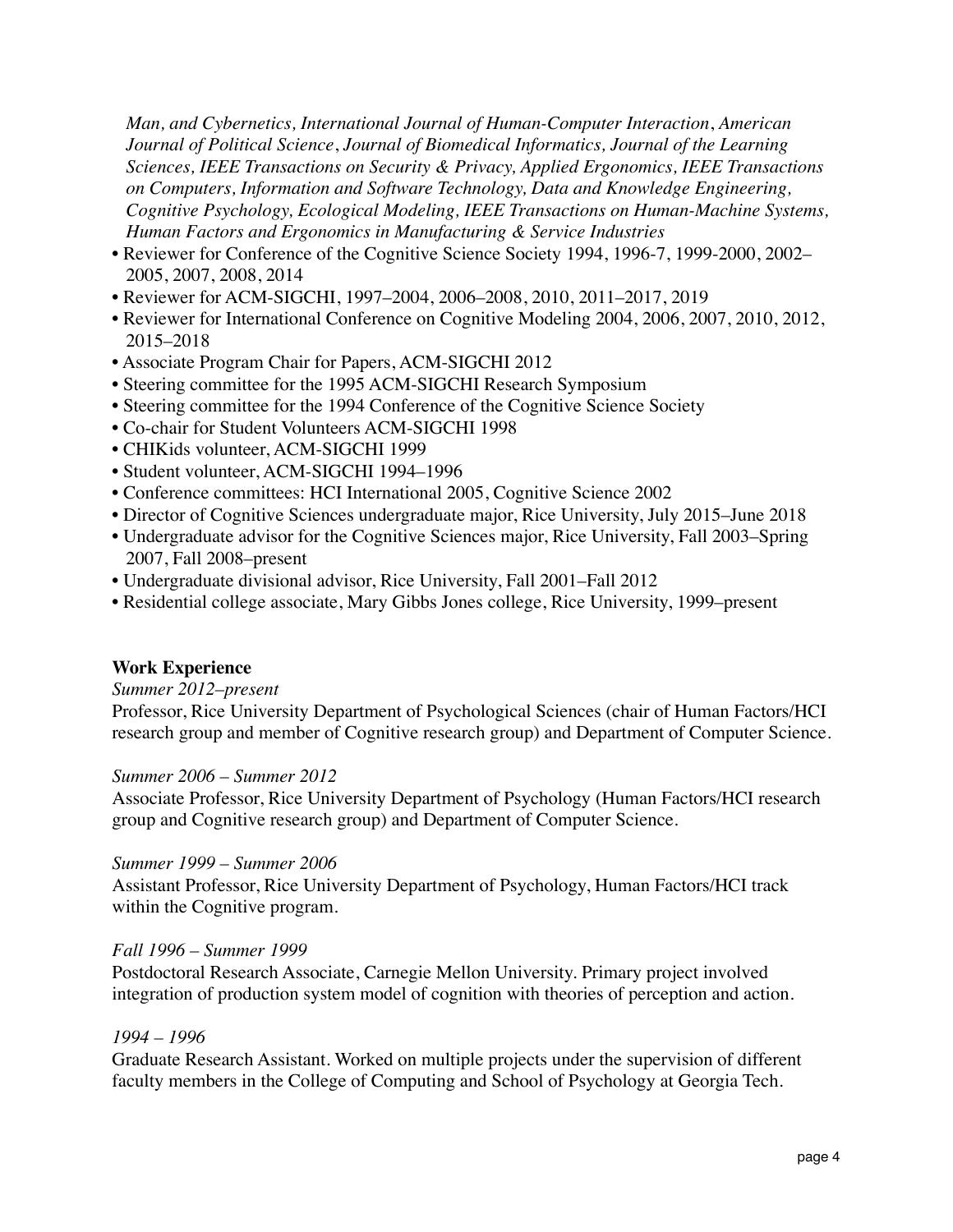*Man, and Cybernetics, International Journal of Human-Computer Interaction*, *American Journal of Political Science*, *Journal of Biomedical Informatics, Journal of the Learning Sciences, IEEE Transactions on Security & Privacy, Applied Ergonomics, IEEE Transactions on Computers, Information and Software Technology, Data and Knowledge Engineering, Cognitive Psychology, Ecological Modeling, IEEE Transactions on Human-Machine Systems, Human Factors and Ergonomics in Manufacturing & Service Industries*

- Reviewer for Conference of the Cognitive Science Society 1994, 1996-7, 1999-2000, 2002–2005, 2007, 2008, 2014
- Reviewer for ACM-SIGCHI, 1997–2004, 2006–2008, 2010, 2011–2017, 2019
- Reviewer for International Conference on Cognitive Modeling 2004, 2006, 2007, 2010, 2012, 2015–2018
- Associate Program Chair for Papers, ACM-SIGCHI 2012
- Steering committee for the 1995 ACM-SIGCHI Research Symposium
- Steering committee for the 1994 Conference of the Cognitive Science Society
- Co-chair for Student Volunteers ACM-SIGCHI 1998
- CHIKids volunteer, ACM-SIGCHI 1999
- Student volunteer, ACM-SIGCHI 1994–1996
- Conference committees: HCI International 2005, Cognitive Science 2002
- Director of Cognitive Sciences undergraduate major, Rice University, July 2015–June 2018
- Undergraduate advisor for the Cognitive Sciences major, Rice University, Fall 2003–Spring 2007, Fall 2008–present
- Undergraduate divisional advisor, Rice University, Fall 2001–Fall 2012
- Residential college associate, Mary Gibbs Jones college, Rice University, 1999–present

**Work Experience**

*Summer 2012–present*

Professor, Rice University Department of Psychological Sciences (chair of Human Factors/HCI research group and member of Cognitive research group) and Department of Computer Science.

*Summer 2006 – Summer 2012*

Associate Professor, Rice University Department of Psychology (Human Factors/HCI research group and Cognitive research group) and Department of Computer Science.

*Summer 1999 – Summer 2006*

Assistant Professor, Rice University Department of Psychology, Human Factors/HCI track within the Cognitive program.

*Fall 1996 – Summer 1999*

Postdoctoral Research Associate, Carnegie Mellon University. Primary project involved integration of production system model of cognition with theories of perception and action.

*1994 – 1996*

Graduate Research Assistant. Worked on multiple projects under the supervision of different faculty members in the College of Computing and School of Psychology at Georgia Tech.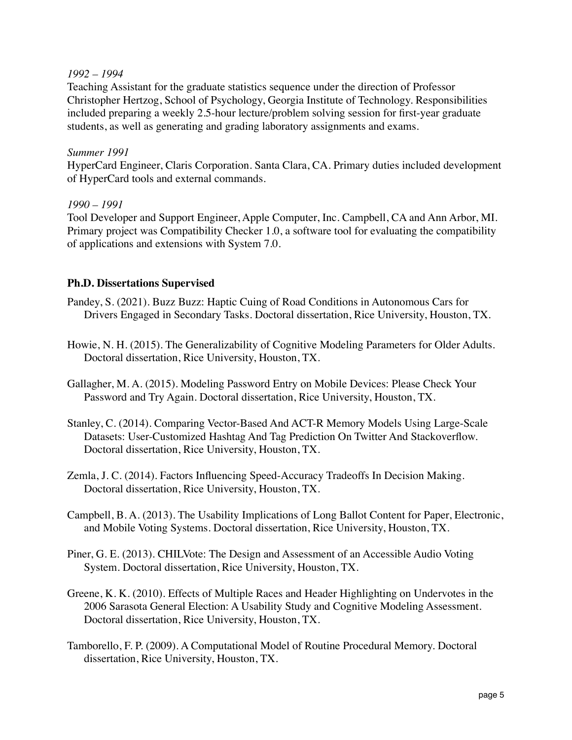*1992 – 1994*
Teaching Assistant for the graduate statistics sequence under the direction of Professor Christopher Hertzog, School of Psychology, Georgia Institute of Technology. Responsibilities included preparing a weekly 2.5-hour lecture/problem solving session for first-year graduate students, as well as generating and grading laboratory assignments and exams.

*Summer 1991*
HyperCard Engineer, Claris Corporation. Santa Clara, CA. Primary duties included development of HyperCard tools and external commands.

*1990 – 1991*
Tool Developer and Support Engineer, Apple Computer, Inc. Campbell, CA and Ann Arbor, MI. Primary project was Compatibility Checker 1.0, a software tool for evaluating the compatibility of applications and extensions with System 7.0.

## Ph.D. Dissertations Supervised

Pandey, S. (2021). Buzz Buzz: Haptic Cuing of Road Conditions in Autonomous Cars for Drivers Engaged in Secondary Tasks. Doctoral dissertation, Rice University, Houston, TX.

Howie, N. H. (2015). The Generalizability of Cognitive Modeling Parameters for Older Adults. Doctoral dissertation, Rice University, Houston, TX.

Gallagher, M. A. (2015). Modeling Password Entry on Mobile Devices: Please Check Your Password and Try Again. Doctoral dissertation, Rice University, Houston, TX.

Stanley, C. (2014). Comparing Vector-Based And ACT-R Memory Models Using Large-Scale Datasets: User-Customized Hashtag And Tag Prediction On Twitter And Stackoverflow. Doctoral dissertation, Rice University, Houston, TX.

Zemla, J. C. (2014). Factors Influencing Speed-Accuracy Tradeoffs In Decision Making. Doctoral dissertation, Rice University, Houston, TX.

Campbell, B. A. (2013). The Usability Implications of Long Ballot Content for Paper, Electronic, and Mobile Voting Systems. Doctoral dissertation, Rice University, Houston, TX.

Piner, G. E. (2013). CHILVote: The Design and Assessment of an Accessible Audio Voting System. Doctoral dissertation, Rice University, Houston, TX.

Greene, K. K. (2010). Effects of Multiple Races and Header Highlighting on Undervotes in the 2006 Sarasota General Election: A Usability Study and Cognitive Modeling Assessment. Doctoral dissertation, Rice University, Houston, TX.

Tamborello, F. P. (2009). A Computational Model of Routine Procedural Memory. Doctoral dissertation, Rice University, Houston, TX.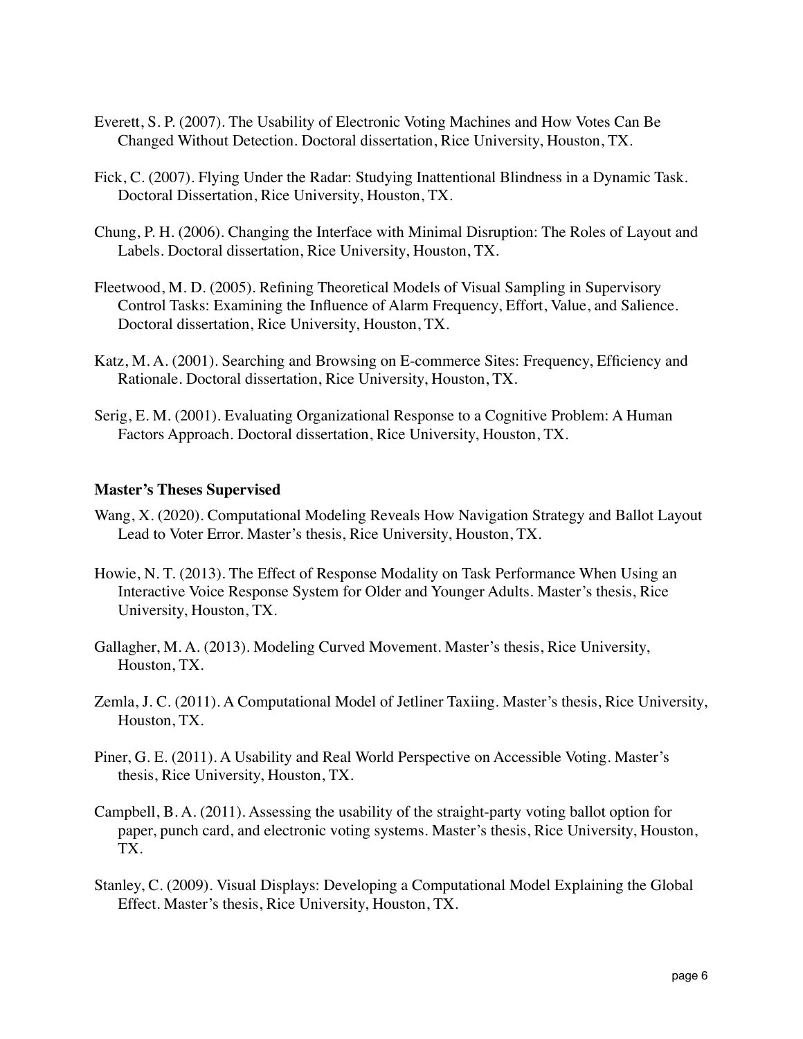Everett, S. P. (2007). The Usability of Electronic Voting Machines and How Votes Can Be Changed Without Detection. Doctoral dissertation, Rice University, Houston, TX.

Fick, C. (2007). Flying Under the Radar: Studying Inattentional Blindness in a Dynamic Task. Doctoral Dissertation, Rice University, Houston, TX.

Chung, P. H. (2006). Changing the Interface with Minimal Disruption: The Roles of Layout and Labels. Doctoral dissertation, Rice University, Houston, TX.

Fleetwood, M. D. (2005). Refining Theoretical Models of Visual Sampling in Supervisory Control Tasks: Examining the Influence of Alarm Frequency, Effort, Value, and Salience. Doctoral dissertation, Rice University, Houston, TX.

Katz, M. A. (2001). Searching and Browsing on E-commerce Sites: Frequency, Efficiency and Rationale. Doctoral dissertation, Rice University, Houston, TX.

Serig, E. M. (2001). Evaluating Organizational Response to a Cognitive Problem: A Human Factors Approach. Doctoral dissertation, Rice University, Houston, TX.

**Master's Theses Supervised**

Wang, X. (2020). Computational Modeling Reveals How Navigation Strategy and Ballot Layout Lead to Voter Error. Master's thesis, Rice University, Houston, TX.

Howie, N. T. (2013). The Effect of Response Modality on Task Performance When Using an Interactive Voice Response System for Older and Younger Adults. Master's thesis, Rice University, Houston, TX.

Gallagher, M. A. (2013). Modeling Curved Movement. Master's thesis, Rice University, Houston, TX.

Zemla, J. C. (2011). A Computational Model of Jetliner Taxiing. Master's thesis, Rice University, Houston, TX.

Piner, G. E. (2011). A Usability and Real World Perspective on Accessible Voting. Master's thesis, Rice University, Houston, TX.

Campbell, B. A. (2011). Assessing the usability of the straight-party voting ballot option for paper, punch card, and electronic voting systems. Master's thesis, Rice University, Houston, TX.

Stanley, C. (2009). Visual Displays: Developing a Computational Model Explaining the Global Effect. Master's thesis, Rice University, Houston, TX.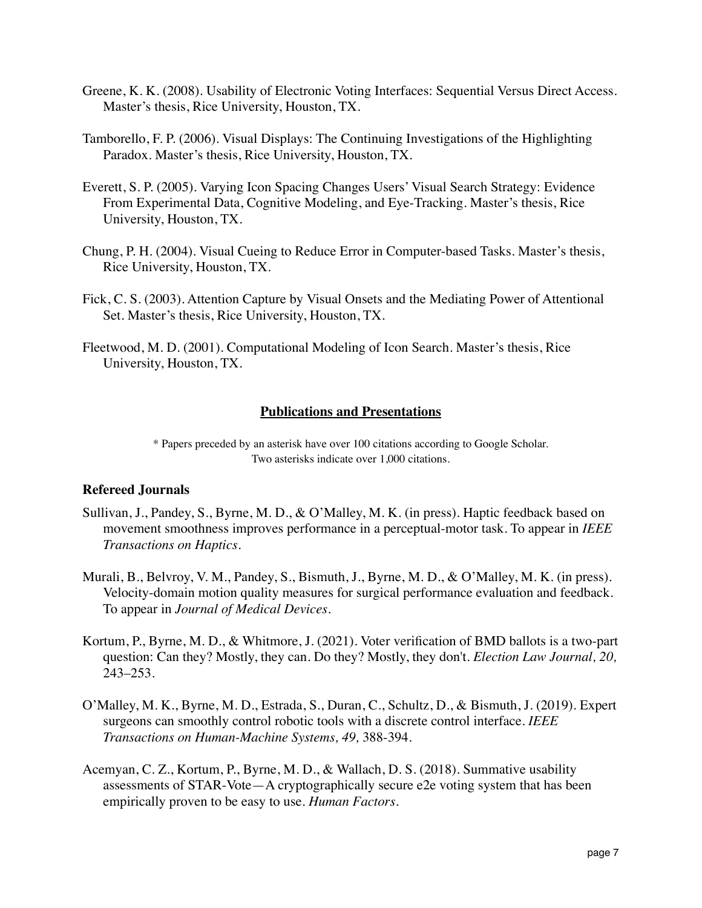Greene, K. K. (2008). Usability of Electronic Voting Interfaces: Sequential Versus Direct Access. Master's thesis, Rice University, Houston, TX.

Tamborello, F. P. (2006). Visual Displays: The Continuing Investigations of the Highlighting Paradox. Master's thesis, Rice University, Houston, TX.

Everett, S. P. (2005). Varying Icon Spacing Changes Users' Visual Search Strategy: Evidence From Experimental Data, Cognitive Modeling, and Eye-Tracking. Master's thesis, Rice University, Houston, TX.

Chung, P. H. (2004). Visual Cueing to Reduce Error in Computer-based Tasks. Master's thesis, Rice University, Houston, TX.

Fick, C. S. (2003). Attention Capture by Visual Onsets and the Mediating Power of Attentional Set. Master's thesis, Rice University, Houston, TX.

Fleetwood, M. D. (2001). Computational Modeling of Icon Search. Master's thesis, Rice University, Houston, TX.

## Publications and Presentations

* Papers preceded by an asterisk have over 100 citations according to Google Scholar. Two asterisks indicate over 1,000 citations.

### Refereed Journals

Sullivan, J., Pandey, S., Byrne, M. D., & O'Malley, M. K. (in press). Haptic feedback based on movement smoothness improves performance in a perceptual-motor task. To appear in *IEEE Transactions on Haptics*.

Murali, B., Belvroy, V. M., Pandey, S., Bismuth, J., Byrne, M. D., & O'Malley, M. K. (in press). Velocity-domain motion quality measures for surgical performance evaluation and feedback. To appear in *Journal of Medical Devices*.

Kortum, P., Byrne, M. D., & Whitmore, J. (2021). Voter verification of BMD ballots is a two-part question: Can they? Mostly, they can. Do they? Mostly, they don't. *Election Law Journal, 20,* 243–253.

O'Malley, M. K., Byrne, M. D., Estrada, S., Duran, C., Schultz, D., & Bismuth, J. (2019). Expert surgeons can smoothly control robotic tools with a discrete control interface. *IEEE Transactions on Human-Machine Systems, 49,* 388-394.

Acemyan, C. Z., Kortum, P., Byrne, M. D., & Wallach, D. S. (2018). Summative usability assessments of STAR-Vote—A cryptographically secure e2e voting system that has been empirically proven to be easy to use. *Human Factors*.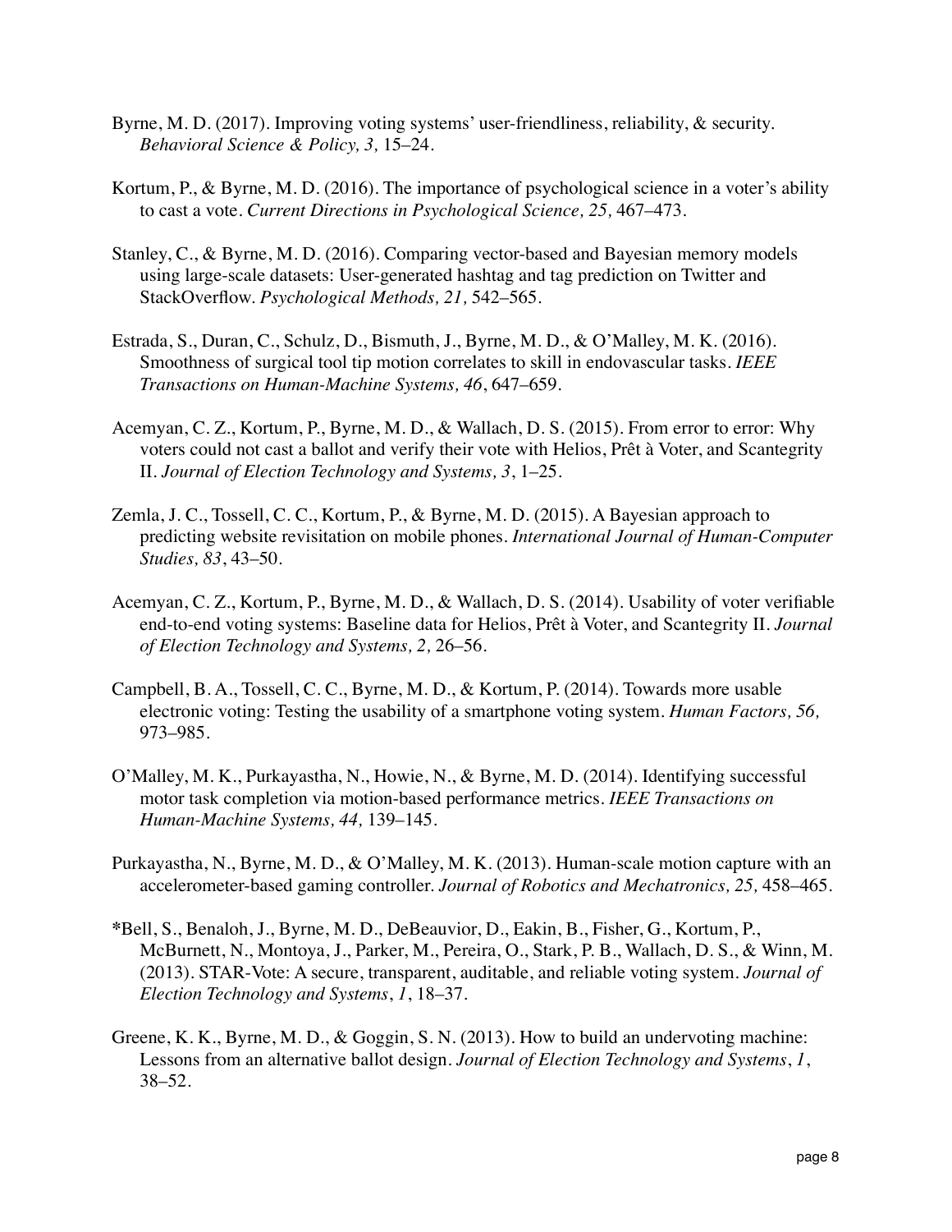Byrne, M. D. (2017). Improving voting systems' user-friendliness, reliability, & security. *Behavioral Science & Policy, 3,* 15–24.

Kortum, P., & Byrne, M. D. (2016). The importance of psychological science in a voter's ability to cast a vote. *Current Directions in Psychological Science, 25,* 467–473.

Stanley, C., & Byrne, M. D. (2016). Comparing vector-based and Bayesian memory models using large-scale datasets: User-generated hashtag and tag prediction on Twitter and StackOverflow. *Psychological Methods, 21,* 542–565.

Estrada, S., Duran, C., Schulz, D., Bismuth, J., Byrne, M. D., & O'Malley, M. K. (2016). Smoothness of surgical tool tip motion correlates to skill in endovascular tasks. *IEEE Transactions on Human-Machine Systems, 46*, 647–659.

Acemyan, C. Z., Kortum, P., Byrne, M. D., & Wallach, D. S. (2015). From error to error: Why voters could not cast a ballot and verify their vote with Helios, Prêt à Voter, and Scantegrity II. *Journal of Election Technology and Systems, 3*, 1–25.

Zemla, J. C., Tossell, C. C., Kortum, P., & Byrne, M. D. (2015). A Bayesian approach to predicting website revisitation on mobile phones. *International Journal of Human-Computer Studies, 83*, 43–50.

Acemyan, C. Z., Kortum, P., Byrne, M. D., & Wallach, D. S. (2014). Usability of voter verifiable end-to-end voting systems: Baseline data for Helios, Prêt à Voter, and Scantegrity II. *Journal of Election Technology and Systems, 2,* 26–56.

Campbell, B. A., Tossell, C. C., Byrne, M. D., & Kortum, P. (2014). Towards more usable electronic voting: Testing the usability of a smartphone voting system. *Human Factors, 56,* 973–985.

O'Malley, M. K., Purkayastha, N., Howie, N., & Byrne, M. D. (2014). Identifying successful motor task completion via motion-based performance metrics. *IEEE Transactions on Human-Machine Systems, 44,* 139–145.

Purkayastha, N., Byrne, M. D., & O'Malley, M. K. (2013). Human-scale motion capture with an accelerometer-based gaming controller. *Journal of Robotics and Mechatronics, 25,* 458–465.

*Bell, S., Benaloh, J., Byrne, M. D., DeBeauvior, D., Eakin, B., Fisher, G., Kortum, P., McBurnett, N., Montoya, J., Parker, M., Pereira, O., Stark, P. B., Wallach, D. S., & Winn, M. (2013). STAR-Vote: A secure, transparent, auditable, and reliable voting system. *Journal of Election Technology and Systems*, *1*, 18–37.

Greene, K. K., Byrne, M. D., & Goggin, S. N. (2013). How to build an undervoting machine: Lessons from an alternative ballot design. *Journal of Election Technology and Systems*, *1*, 38–52.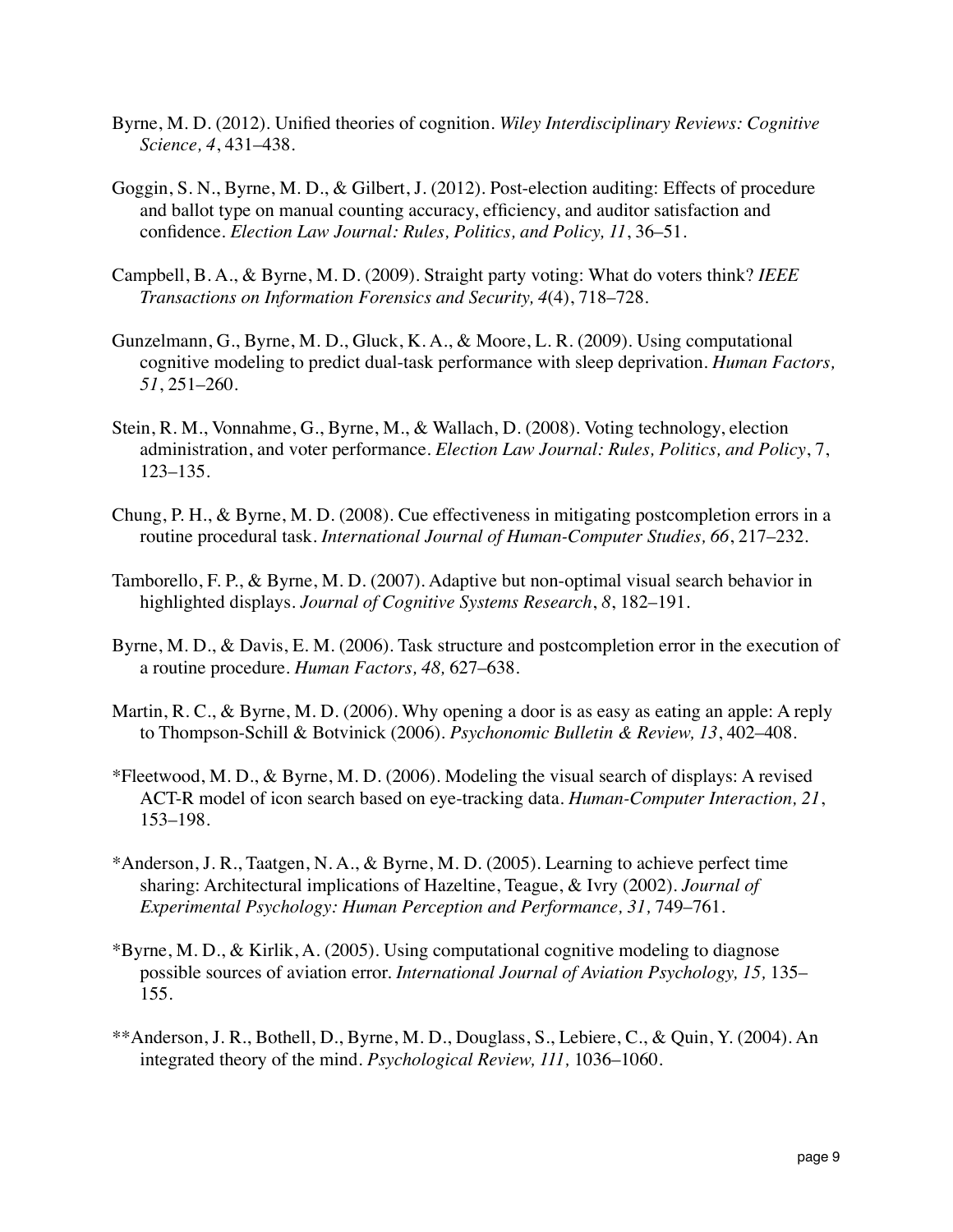Byrne, M. D. (2012). Unified theories of cognition. *Wiley Interdisciplinary Reviews: Cognitive Science, 4*, 431–438.

Goggin, S. N., Byrne, M. D., & Gilbert, J. (2012). Post-election auditing: Effects of procedure and ballot type on manual counting accuracy, efficiency, and auditor satisfaction and confidence. *Election Law Journal: Rules, Politics, and Policy, 11*, 36–51.

Campbell, B. A., & Byrne, M. D. (2009). Straight party voting: What do voters think? *IEEE Transactions on Information Forensics and Security, 4*(4), 718–728.

Gunzelmann, G., Byrne, M. D., Gluck, K. A., & Moore, L. R. (2009). Using computational cognitive modeling to predict dual-task performance with sleep deprivation. *Human Factors, 51*, 251–260.

Stein, R. M., Vonnahme, G., Byrne, M., & Wallach, D. (2008). Voting technology, election administration, and voter performance. *Election Law Journal: Rules, Politics, and Policy*, 7, 123–135.

Chung, P. H., & Byrne, M. D. (2008). Cue effectiveness in mitigating postcompletion errors in a routine procedural task. *International Journal of Human-Computer Studies, 66*, 217–232.

Tamborello, F. P., & Byrne, M. D. (2007). Adaptive but non-optimal visual search behavior in highlighted displays. *Journal of Cognitive Systems Research*, *8*, 182–191.

Byrne, M. D., & Davis, E. M. (2006). Task structure and postcompletion error in the execution of a routine procedure. *Human Factors, 48,* 627–638.

Martin, R. C., & Byrne, M. D. (2006). Why opening a door is as easy as eating an apple: A reply to Thompson-Schill & Botvinick (2006). *Psychonomic Bulletin & Review, 13*, 402–408.

*Fleetwood, M. D., & Byrne, M. D. (2006). Modeling the visual search of displays: A revised ACT-R model of icon search based on eye-tracking data. *Human-Computer Interaction, 21*, 153–198.

*Anderson, J. R., Taatgen, N. A., & Byrne, M. D. (2005). Learning to achieve perfect time sharing: Architectural implications of Hazeltine, Teague, & Ivry (2002). *Journal of Experimental Psychology: Human Perception and Performance, 31,* 749–761.

*Byrne, M. D., & Kirlik, A. (2005). Using computational cognitive modeling to diagnose possible sources of aviation error. *International Journal of Aviation Psychology, 15,* 135–155.

**Anderson, J. R., Bothell, D., Byrne, M. D., Douglass, S., Lebiere, C., & Quin, Y. (2004). An integrated theory of the mind. *Psychological Review, 111,* 1036–1060.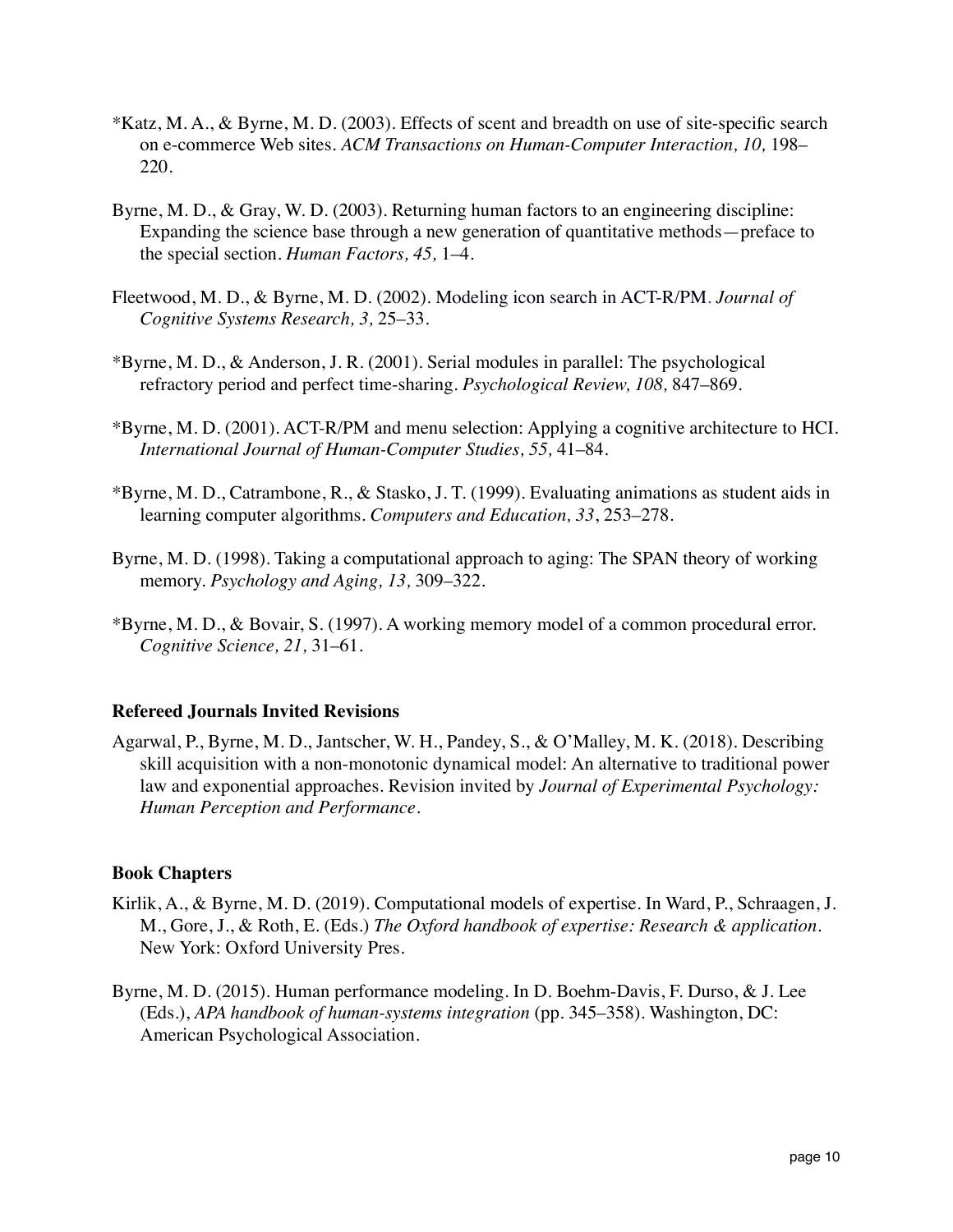*Katz, M. A., & Byrne, M. D. (2003). Effects of scent and breadth on use of site-specific search on e-commerce Web sites. *ACM Transactions on Human-Computer Interaction, 10,* 198–220.

Byrne, M. D., & Gray, W. D. (2003). Returning human factors to an engineering discipline: Expanding the science base through a new generation of quantitative methods—preface to the special section. *Human Factors, 45,* 1–4.

Fleetwood, M. D., & Byrne, M. D. (2002). Modeling icon search in ACT-R/PM. *Journal of Cognitive Systems Research, 3,* 25–33.

*Byrne, M. D., & Anderson, J. R. (2001). Serial modules in parallel: The psychological refractory period and perfect time-sharing. *Psychological Review, 108,* 847–869.

*Byrne, M. D. (2001). ACT-R/PM and menu selection: Applying a cognitive architecture to HCI. *International Journal of Human-Computer Studies, 55,* 41–84.

*Byrne, M. D., Catrambone, R., & Stasko, J. T. (1999). Evaluating animations as student aids in learning computer algorithms. *Computers and Education, 33*, 253–278.

Byrne, M. D. (1998). Taking a computational approach to aging: The SPAN theory of working memory. *Psychology and Aging, 13,* 309–322.

*Byrne, M. D., & Bovair, S. (1997). A working memory model of a common procedural error. *Cognitive Science, 21,* 31–61.

**Refereed Journals Invited Revisions**

Agarwal, P., Byrne, M. D., Jantscher, W. H., Pandey, S., & O'Malley, M. K. (2018). Describing skill acquisition with a non-monotonic dynamical model: An alternative to traditional power law and exponential approaches. Revision invited by *Journal of Experimental Psychology: Human Perception and Performance*.

**Book Chapters**

Kirlik, A., & Byrne, M. D. (2019). Computational models of expertise. In Ward, P., Schraagen, J. M., Gore, J., & Roth, E. (Eds.) *The Oxford handbook of expertise: Research & application*. New York: Oxford University Pres.

Byrne, M. D. (2015). Human performance modeling. In D. Boehm-Davis, F. Durso, & J. Lee (Eds.), *APA handbook of human-systems integration* (pp. 345–358). Washington, DC: American Psychological Association.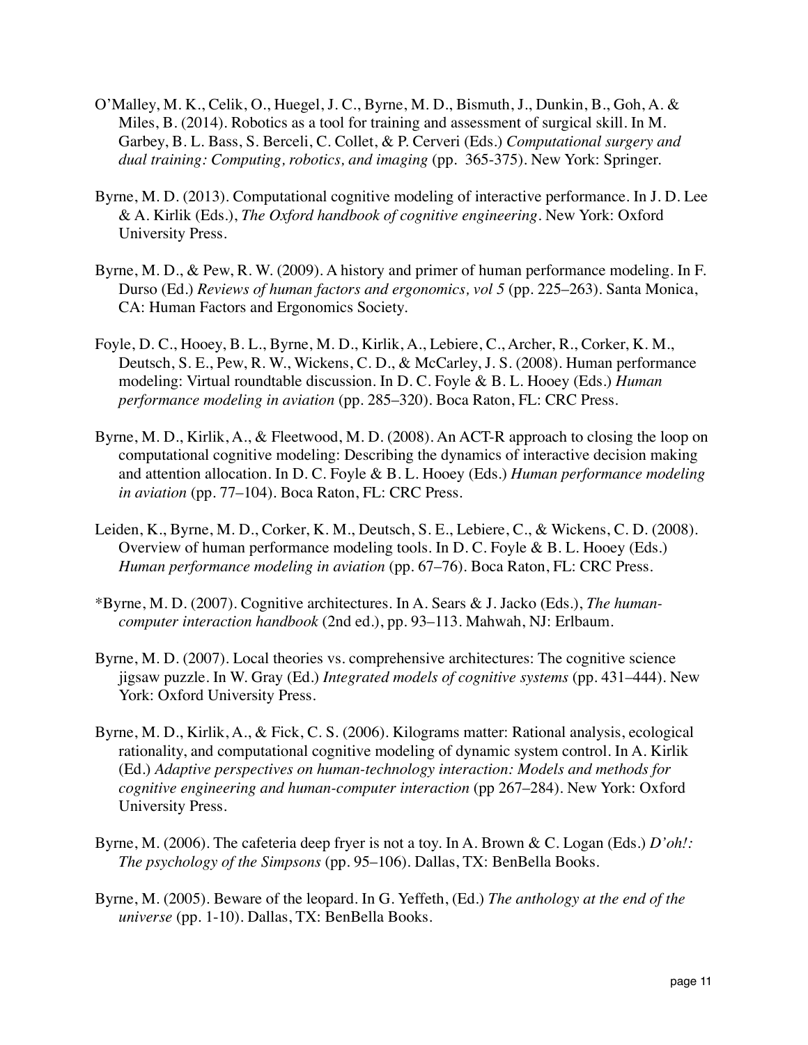O'Malley, M. K., Celik, O., Huegel, J. C., Byrne, M. D., Bismuth, J., Dunkin, B., Goh, A. & Miles, B. (2014). Robotics as a tool for training and assessment of surgical skill. In M. Garbey, B. L. Bass, S. Berceli, C. Collet, & P. Cerveri (Eds.) *Computational surgery and dual training: Computing, robotics, and imaging* (pp. 365-375). New York: Springer.

Byrne, M. D. (2013). Computational cognitive modeling of interactive performance. In J. D. Lee & A. Kirlik (Eds.), *The Oxford handbook of cognitive engineering*. New York: Oxford University Press.

Byrne, M. D., & Pew, R. W. (2009). A history and primer of human performance modeling. In F. Durso (Ed.) *Reviews of human factors and ergonomics, vol 5* (pp. 225–263). Santa Monica, CA: Human Factors and Ergonomics Society.

Foyle, D. C., Hooey, B. L., Byrne, M. D., Kirlik, A., Lebiere, C., Archer, R., Corker, K. M., Deutsch, S. E., Pew, R. W., Wickens, C. D., & McCarley, J. S. (2008). Human performance modeling: Virtual roundtable discussion. In D. C. Foyle & B. L. Hooey (Eds.) *Human performance modeling in aviation* (pp. 285–320). Boca Raton, FL: CRC Press.

Byrne, M. D., Kirlik, A., & Fleetwood, M. D. (2008). An ACT-R approach to closing the loop on computational cognitive modeling: Describing the dynamics of interactive decision making and attention allocation. In D. C. Foyle & B. L. Hooey (Eds.) *Human performance modeling in aviation* (pp. 77–104). Boca Raton, FL: CRC Press.

Leiden, K., Byrne, M. D., Corker, K. M., Deutsch, S. E., Lebiere, C., & Wickens, C. D. (2008). Overview of human performance modeling tools. In D. C. Foyle & B. L. Hooey (Eds.) *Human performance modeling in aviation* (pp. 67–76). Boca Raton, FL: CRC Press.

*Byrne, M. D. (2007). Cognitive architectures. In A. Sears & J. Jacko (Eds.), *The human-computer interaction handbook* (2nd ed.), pp. 93–113. Mahwah, NJ: Erlbaum.

Byrne, M. D. (2007). Local theories vs. comprehensive architectures: The cognitive science jigsaw puzzle. In W. Gray (Ed.) *Integrated models of cognitive systems* (pp. 431–444). New York: Oxford University Press.

Byrne, M. D., Kirlik, A., & Fick, C. S. (2006). Kilograms matter: Rational analysis, ecological rationality, and computational cognitive modeling of dynamic system control. In A. Kirlik (Ed.) *Adaptive perspectives on human-technology interaction: Models and methods for cognitive engineering and human-computer interaction* (pp 267–284). New York: Oxford University Press.

Byrne, M. (2006). The cafeteria deep fryer is not a toy. In A. Brown & C. Logan (Eds.) *D'oh!: The psychology of the Simpsons* (pp. 95–106). Dallas, TX: BenBella Books.

Byrne, M. (2005). Beware of the leopard. In G. Yeffeth, (Ed.) *The anthology at the end of the universe* (pp. 1-10). Dallas, TX: BenBella Books.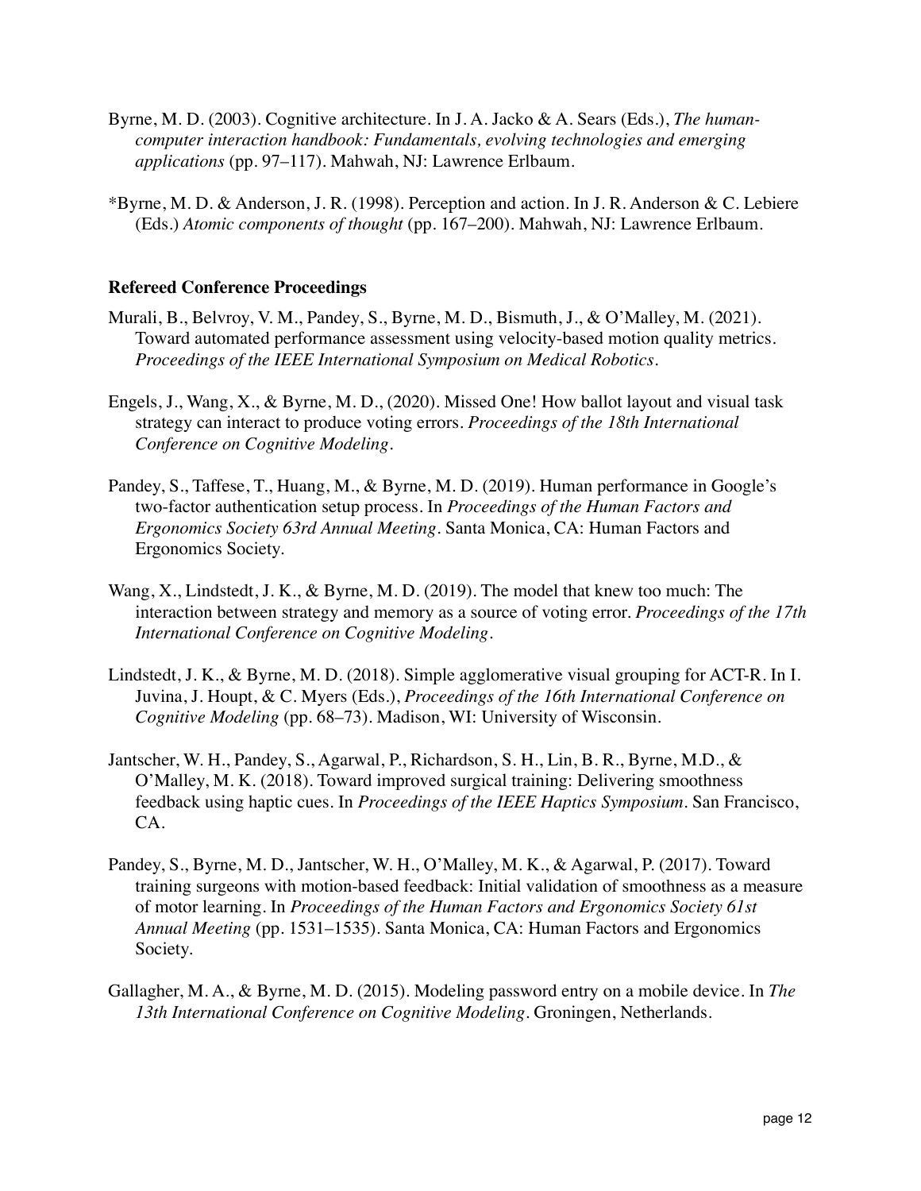Byrne, M. D. (2003). Cognitive architecture. In J. A. Jacko & A. Sears (Eds.), *The human-computer interaction handbook: Fundamentals, evolving technologies and emerging applications* (pp. 97–117). Mahwah, NJ: Lawrence Erlbaum.

*Byrne, M. D. & Anderson, J. R. (1998). Perception and action. In J. R. Anderson & C. Lebiere (Eds.) *Atomic components of thought* (pp. 167–200). Mahwah, NJ: Lawrence Erlbaum.

**Refereed Conference Proceedings**

Murali, B., Belvroy, V. M., Pandey, S., Byrne, M. D., Bismuth, J., & O'Malley, M. (2021). Toward automated performance assessment using velocity-based motion quality metrics. *Proceedings of the IEEE International Symposium on Medical Robotics*.

Engels, J., Wang, X., & Byrne, M. D., (2020). Missed One! How ballot layout and visual task strategy can interact to produce voting errors. *Proceedings of the 18th International Conference on Cognitive Modeling*.

Pandey, S., Taffese, T., Huang, M., & Byrne, M. D. (2019). Human performance in Google's two-factor authentication setup process. In *Proceedings of the Human Factors and Ergonomics Society 63rd Annual Meeting*. Santa Monica, CA: Human Factors and Ergonomics Society.

Wang, X., Lindstedt, J. K., & Byrne, M. D. (2019). The model that knew too much: The interaction between strategy and memory as a source of voting error. *Proceedings of the 17th International Conference on Cognitive Modeling*.

Lindstedt, J. K., & Byrne, M. D. (2018). Simple agglomerative visual grouping for ACT-R. In I. Juvina, J. Houpt, & C. Myers (Eds.), *Proceedings of the 16th International Conference on Cognitive Modeling* (pp. 68–73). Madison, WI: University of Wisconsin.

Jantscher, W. H., Pandey, S., Agarwal, P., Richardson, S. H., Lin, B. R., Byrne, M.D., & O'Malley, M. K. (2018). Toward improved surgical training: Delivering smoothness feedback using haptic cues. In *Proceedings of the IEEE Haptics Symposium*. San Francisco, CA.

Pandey, S., Byrne, M. D., Jantscher, W. H., O'Malley, M. K., & Agarwal, P. (2017). Toward training surgeons with motion-based feedback: Initial validation of smoothness as a measure of motor learning. In *Proceedings of the Human Factors and Ergonomics Society 61st Annual Meeting* (pp. 1531–1535). Santa Monica, CA: Human Factors and Ergonomics Society.

Gallagher, M. A., & Byrne, M. D. (2015). Modeling password entry on a mobile device. In *The 13th International Conference on Cognitive Modeling*. Groningen, Netherlands.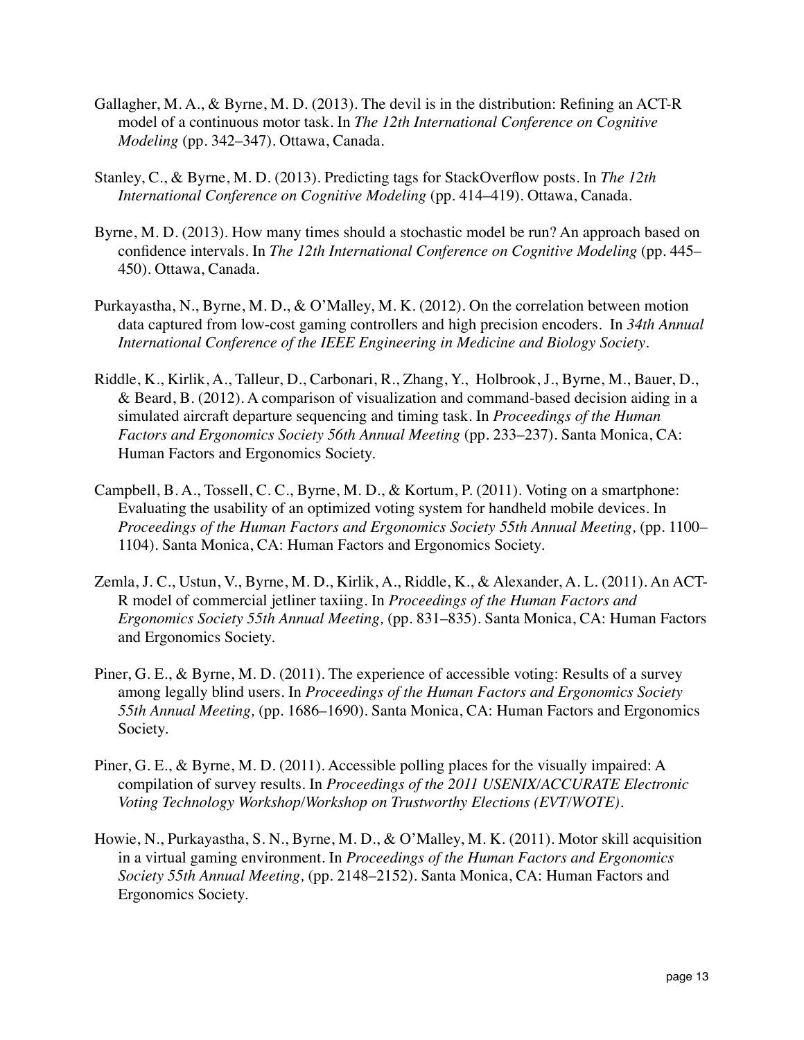Gallagher, M. A., & Byrne, M. D. (2013). The devil is in the distribution: Refining an ACT-R model of a continuous motor task. In *The 12th International Conference on Cognitive Modeling* (pp. 342–347). Ottawa, Canada.

Stanley, C., & Byrne, M. D. (2013). Predicting tags for StackOverflow posts. In *The 12th International Conference on Cognitive Modeling* (pp. 414–419). Ottawa, Canada.

Byrne, M. D. (2013). How many times should a stochastic model be run? An approach based on confidence intervals. In *The 12th International Conference on Cognitive Modeling* (pp. 445–450). Ottawa, Canada.

Purkayastha, N., Byrne, M. D., & O'Malley, M. K. (2012). On the correlation between motion data captured from low-cost gaming controllers and high precision encoders. In *34th Annual International Conference of the IEEE Engineering in Medicine and Biology Society*.

Riddle, K., Kirlik, A., Talleur, D., Carbonari, R., Zhang, Y., Holbrook, J., Byrne, M., Bauer, D., & Beard, B. (2012). A comparison of visualization and command-based decision aiding in a simulated aircraft departure sequencing and timing task. In *Proceedings of the Human Factors and Ergonomics Society 56th Annual Meeting* (pp. 233–237). Santa Monica, CA: Human Factors and Ergonomics Society.

Campbell, B. A., Tossell, C. C., Byrne, M. D., & Kortum, P. (2011). Voting on a smartphone: Evaluating the usability of an optimized voting system for handheld mobile devices. In *Proceedings of the Human Factors and Ergonomics Society 55th Annual Meeting,* (pp. 1100–1104). Santa Monica, CA: Human Factors and Ergonomics Society.

Zemla, J. C., Ustun, V., Byrne, M. D., Kirlik, A., Riddle, K., & Alexander, A. L. (2011). An ACT-R model of commercial jetliner taxiing. In *Proceedings of the Human Factors and Ergonomics Society 55th Annual Meeting,* (pp. 831–835). Santa Monica, CA: Human Factors and Ergonomics Society.

Piner, G. E., & Byrne, M. D. (2011). The experience of accessible voting: Results of a survey among legally blind users. In *Proceedings of the Human Factors and Ergonomics Society 55th Annual Meeting,* (pp. 1686–1690). Santa Monica, CA: Human Factors and Ergonomics Society.

Piner, G. E., & Byrne, M. D. (2011). Accessible polling places for the visually impaired: A compilation of survey results. In *Proceedings of the 2011 USENIX/ACCURATE Electronic Voting Technology Workshop/Workshop on Trustworthy Elections (EVT/WOTE)*.

Howie, N., Purkayastha, S. N., Byrne, M. D., & O'Malley, M. K. (2011). Motor skill acquisition in a virtual gaming environment. In *Proceedings of the Human Factors and Ergonomics Society 55th Annual Meeting,* (pp. 2148–2152). Santa Monica, CA: Human Factors and Ergonomics Society.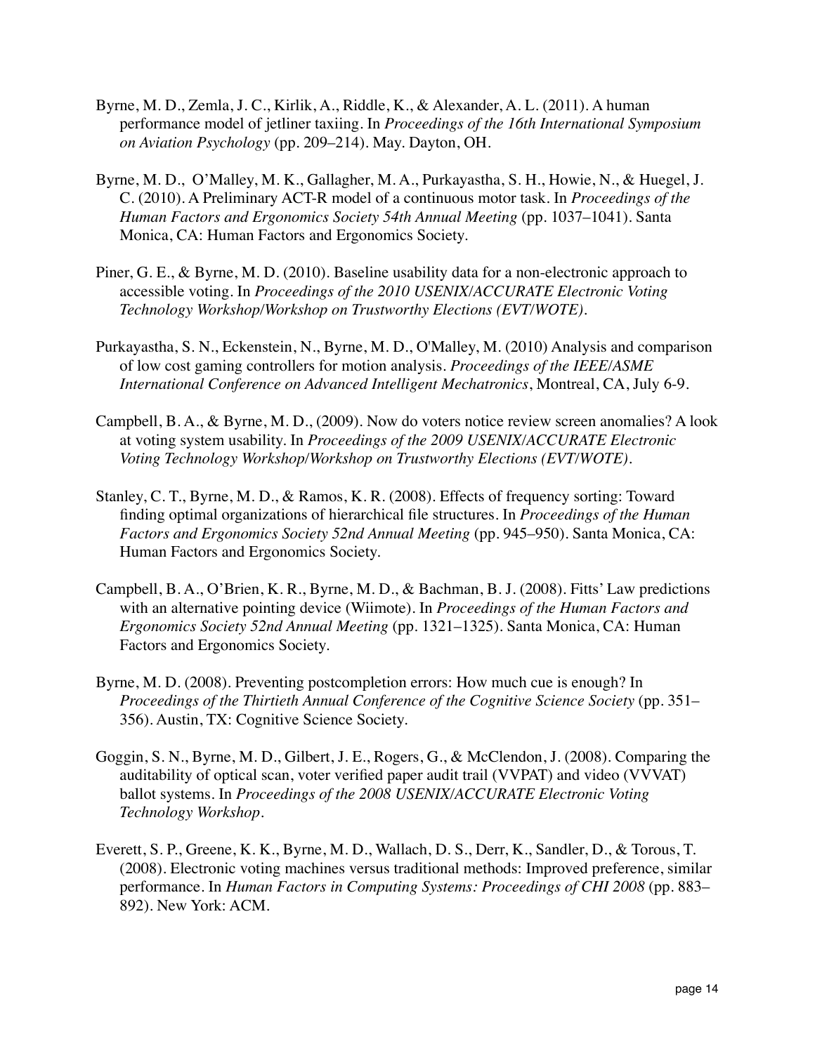Byrne, M. D., Zemla, J. C., Kirlik, A., Riddle, K., & Alexander, A. L. (2011). A human performance model of jetliner taxiing. In *Proceedings of the 16th International Symposium on Aviation Psychology* (pp. 209–214). May. Dayton, OH.

Byrne, M. D., O'Malley, M. K., Gallagher, M. A., Purkayastha, S. H., Howie, N., & Huegel, J. C. (2010). A Preliminary ACT-R model of a continuous motor task. In *Proceedings of the Human Factors and Ergonomics Society 54th Annual Meeting* (pp. 1037–1041). Santa Monica, CA: Human Factors and Ergonomics Society.

Piner, G. E., & Byrne, M. D. (2010). Baseline usability data for a non-electronic approach to accessible voting. In *Proceedings of the 2010 USENIX/ACCURATE Electronic Voting Technology Workshop/Workshop on Trustworthy Elections (EVT/WOTE)*.

Purkayastha, S. N., Eckenstein, N., Byrne, M. D., O'Malley, M. (2010) Analysis and comparison of low cost gaming controllers for motion analysis. *Proceedings of the IEEE/ASME International Conference on Advanced Intelligent Mechatronics*, Montreal, CA, July 6-9.

Campbell, B. A., & Byrne, M. D., (2009). Now do voters notice review screen anomalies? A look at voting system usability. In *Proceedings of the 2009 USENIX/ACCURATE Electronic Voting Technology Workshop/Workshop on Trustworthy Elections (EVT/WOTE)*.

Stanley, C. T., Byrne, M. D., & Ramos, K. R. (2008). Effects of frequency sorting: Toward finding optimal organizations of hierarchical file structures. In *Proceedings of the Human Factors and Ergonomics Society 52nd Annual Meeting* (pp. 945–950). Santa Monica, CA: Human Factors and Ergonomics Society.

Campbell, B. A., O'Brien, K. R., Byrne, M. D., & Bachman, B. J. (2008). Fitts' Law predictions with an alternative pointing device (Wiimote). In *Proceedings of the Human Factors and Ergonomics Society 52nd Annual Meeting* (pp. 1321–1325). Santa Monica, CA: Human Factors and Ergonomics Society.

Byrne, M. D. (2008). Preventing postcompletion errors: How much cue is enough? In *Proceedings of the Thirtieth Annual Conference of the Cognitive Science Society* (pp. 351–356). Austin, TX: Cognitive Science Society.

Goggin, S. N., Byrne, M. D., Gilbert, J. E., Rogers, G., & McClendon, J. (2008). Comparing the auditability of optical scan, voter verified paper audit trail (VVPAT) and video (VVVAT) ballot systems. In *Proceedings of the 2008 USENIX/ACCURATE Electronic Voting Technology Workshop*.

Everett, S. P., Greene, K. K., Byrne, M. D., Wallach, D. S., Derr, K., Sandler, D., & Torous, T. (2008). Electronic voting machines versus traditional methods: Improved preference, similar performance. In *Human Factors in Computing Systems: Proceedings of CHI 2008* (pp. 883–892). New York: ACM.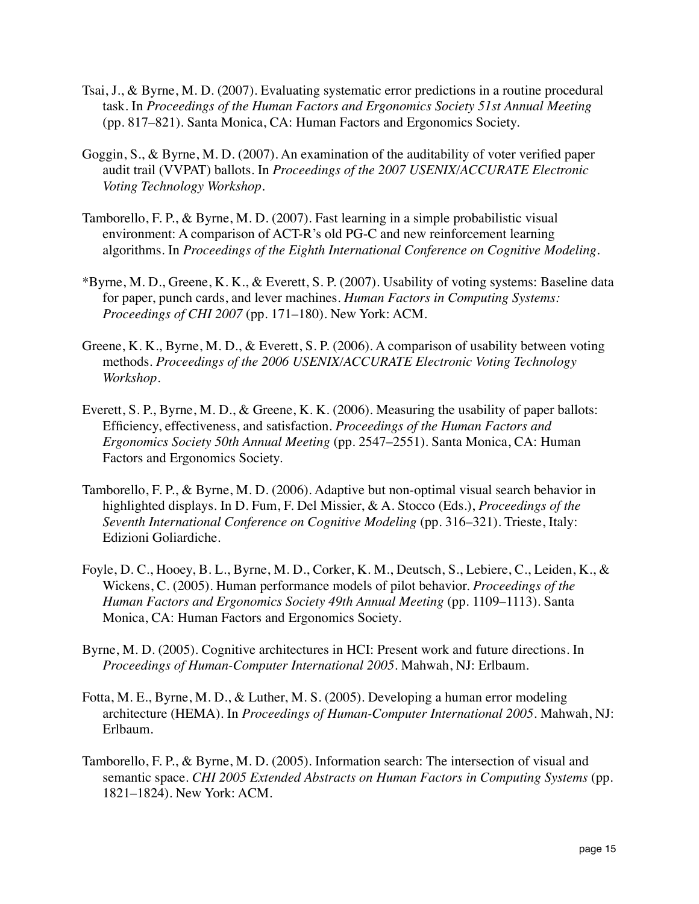Tsai, J., & Byrne, M. D. (2007). Evaluating systematic error predictions in a routine procedural task. In *Proceedings of the Human Factors and Ergonomics Society 51st Annual Meeting* (pp. 817–821). Santa Monica, CA: Human Factors and Ergonomics Society.

Goggin, S., & Byrne, M. D. (2007). An examination of the auditability of voter verified paper audit trail (VVPAT) ballots. In *Proceedings of the 2007 USENIX/ACCURATE Electronic Voting Technology Workshop*.

Tamborello, F. P., & Byrne, M. D. (2007). Fast learning in a simple probabilistic visual environment: A comparison of ACT-R's old PG-C and new reinforcement learning algorithms. In *Proceedings of the Eighth International Conference on Cognitive Modeling*.

*Byrne, M. D., Greene, K. K., & Everett, S. P. (2007). Usability of voting systems: Baseline data for paper, punch cards, and lever machines. *Human Factors in Computing Systems: Proceedings of CHI 2007* (pp. 171–180). New York: ACM.

Greene, K. K., Byrne, M. D., & Everett, S. P. (2006). A comparison of usability between voting methods. *Proceedings of the 2006 USENIX/ACCURATE Electronic Voting Technology Workshop*.

Everett, S. P., Byrne, M. D., & Greene, K. K. (2006). Measuring the usability of paper ballots: Efficiency, effectiveness, and satisfaction. *Proceedings of the Human Factors and Ergonomics Society 50th Annual Meeting* (pp. 2547–2551). Santa Monica, CA: Human Factors and Ergonomics Society.

Tamborello, F. P., & Byrne, M. D. (2006). Adaptive but non-optimal visual search behavior in highlighted displays. In D. Fum, F. Del Missier, & A. Stocco (Eds.), *Proceedings of the Seventh International Conference on Cognitive Modeling* (pp. 316–321). Trieste, Italy: Edizioni Goliardiche.

Foyle, D. C., Hooey, B. L., Byrne, M. D., Corker, K. M., Deutsch, S., Lebiere, C., Leiden, K., & Wickens, C. (2005). Human performance models of pilot behavior. *Proceedings of the Human Factors and Ergonomics Society 49th Annual Meeting* (pp. 1109–1113). Santa Monica, CA: Human Factors and Ergonomics Society.

Byrne, M. D. (2005). Cognitive architectures in HCI: Present work and future directions. In *Proceedings of Human-Computer International 2005*. Mahwah, NJ: Erlbaum.

Fotta, M. E., Byrne, M. D., & Luther, M. S. (2005). Developing a human error modeling architecture (HEMA). In *Proceedings of Human-Computer International 2005*. Mahwah, NJ: Erlbaum.

Tamborello, F. P., & Byrne, M. D. (2005). Information search: The intersection of visual and semantic space. *CHI 2005 Extended Abstracts on Human Factors in Computing Systems* (pp. 1821–1824). New York: ACM.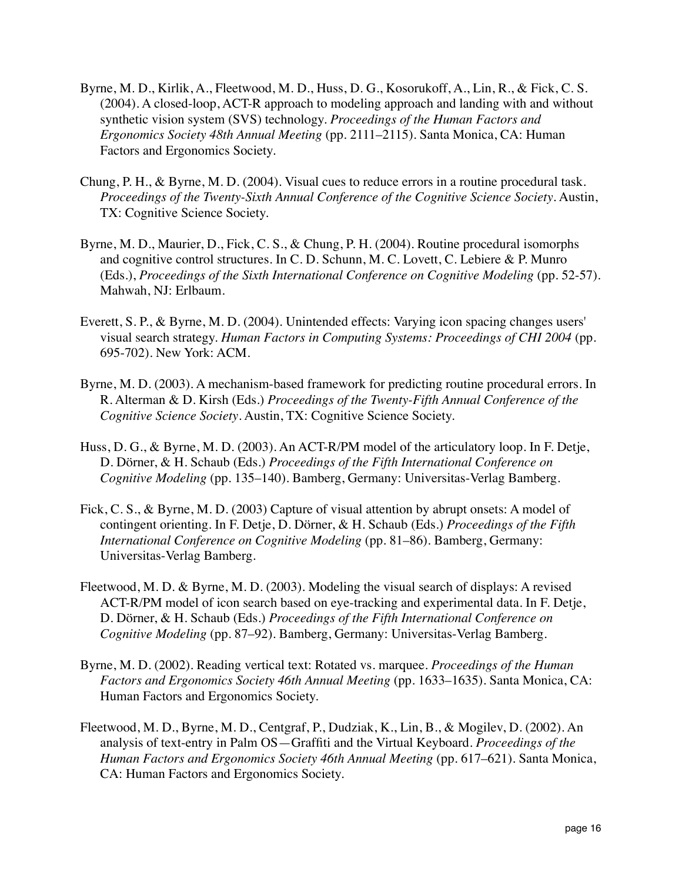Byrne, M. D., Kirlik, A., Fleetwood, M. D., Huss, D. G., Kosorukoff, A., Lin, R., & Fick, C. S. (2004). A closed-loop, ACT-R approach to modeling approach and landing with and without synthetic vision system (SVS) technology. *Proceedings of the Human Factors and Ergonomics Society 48th Annual Meeting* (pp. 2111–2115). Santa Monica, CA: Human Factors and Ergonomics Society.

Chung, P. H., & Byrne, M. D. (2004). Visual cues to reduce errors in a routine procedural task. *Proceedings of the Twenty-Sixth Annual Conference of the Cognitive Science Society*. Austin, TX: Cognitive Science Society.

Byrne, M. D., Maurier, D., Fick, C. S., & Chung, P. H. (2004). Routine procedural isomorphs and cognitive control structures. In C. D. Schunn, M. C. Lovett, C. Lebiere & P. Munro (Eds.), *Proceedings of the Sixth International Conference on Cognitive Modeling* (pp. 52-57). Mahwah, NJ: Erlbaum.

Everett, S. P., & Byrne, M. D. (2004). Unintended effects: Varying icon spacing changes users' visual search strategy. *Human Factors in Computing Systems: Proceedings of CHI 2004* (pp. 695-702). New York: ACM.

Byrne, M. D. (2003). A mechanism-based framework for predicting routine procedural errors. In R. Alterman & D. Kirsh (Eds.) *Proceedings of the Twenty-Fifth Annual Conference of the Cognitive Science Society*. Austin, TX: Cognitive Science Society.

Huss, D. G., & Byrne, M. D. (2003). An ACT-R/PM model of the articulatory loop. In F. Detje, D. Dörner, & H. Schaub (Eds.) *Proceedings of the Fifth International Conference on Cognitive Modeling* (pp. 135–140). Bamberg, Germany: Universitas-Verlag Bamberg.

Fick, C. S., & Byrne, M. D. (2003) Capture of visual attention by abrupt onsets: A model of contingent orienting. In F. Detje, D. Dörner, & H. Schaub (Eds.) *Proceedings of the Fifth International Conference on Cognitive Modeling* (pp. 81–86). Bamberg, Germany: Universitas-Verlag Bamberg.

Fleetwood, M. D. & Byrne, M. D. (2003). Modeling the visual search of displays: A revised ACT-R/PM model of icon search based on eye-tracking and experimental data. In F. Detje, D. Dörner, & H. Schaub (Eds.) *Proceedings of the Fifth International Conference on Cognitive Modeling* (pp. 87–92). Bamberg, Germany: Universitas-Verlag Bamberg.

Byrne, M. D. (2002). Reading vertical text: Rotated vs. marquee. *Proceedings of the Human Factors and Ergonomics Society 46th Annual Meeting* (pp. 1633–1635). Santa Monica, CA: Human Factors and Ergonomics Society.

Fleetwood, M. D., Byrne, M. D., Centgraf, P., Dudziak, K., Lin, B., & Mogilev, D. (2002). An analysis of text-entry in Palm OS—Graffiti and the Virtual Keyboard. *Proceedings of the Human Factors and Ergonomics Society 46th Annual Meeting* (pp. 617–621). Santa Monica, CA: Human Factors and Ergonomics Society.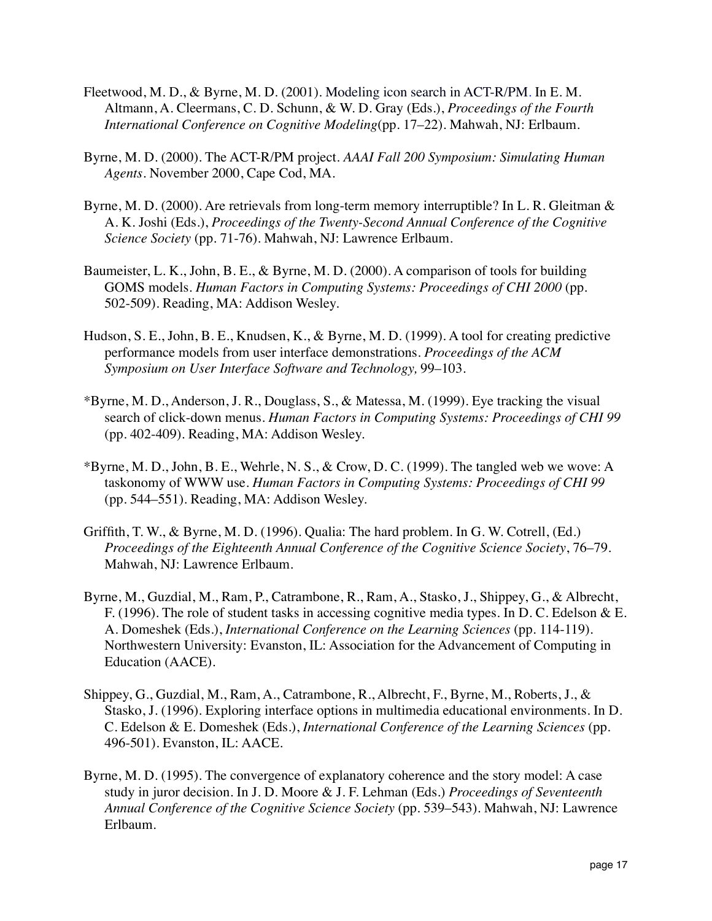Fleetwood, M. D., & Byrne, M. D. (2001). Modeling icon search in ACT-R/PM. In E. M. Altmann, A. Cleermans, C. D. Schunn, & W. D. Gray (Eds.), *Proceedings of the Fourth International Conference on Cognitive Modeling*(pp. 17–22). Mahwah, NJ: Erlbaum.

Byrne, M. D. (2000). The ACT-R/PM project. *AAAI Fall 200 Symposium: Simulating Human Agents*. November 2000, Cape Cod, MA.

Byrne, M. D. (2000). Are retrievals from long-term memory interruptible? In L. R. Gleitman & A. K. Joshi (Eds.), *Proceedings of the Twenty-Second Annual Conference of the Cognitive Science Society* (pp. 71-76). Mahwah, NJ: Lawrence Erlbaum.

Baumeister, L. K., John, B. E., & Byrne, M. D. (2000). A comparison of tools for building GOMS models. *Human Factors in Computing Systems: Proceedings of CHI 2000* (pp. 502-509). Reading, MA: Addison Wesley.

Hudson, S. E., John, B. E., Knudsen, K., & Byrne, M. D. (1999). A tool for creating predictive performance models from user interface demonstrations. *Proceedings of the ACM Symposium on User Interface Software and Technology,* 99–103.

*Byrne, M. D., Anderson, J. R., Douglass, S., & Matessa, M. (1999). Eye tracking the visual search of click-down menus. *Human Factors in Computing Systems: Proceedings of CHI 99* (pp. 402-409). Reading, MA: Addison Wesley.

*Byrne, M. D., John, B. E., Wehrle, N. S., & Crow, D. C. (1999). The tangled web we wove: A taskonomy of WWW use. *Human Factors in Computing Systems: Proceedings of CHI 99* (pp. 544–551). Reading, MA: Addison Wesley.

Griffith, T. W., & Byrne, M. D. (1996). Qualia: The hard problem. In G. W. Cotrell, (Ed.) *Proceedings of the Eighteenth Annual Conference of the Cognitive Science Society*, 76–79. Mahwah, NJ: Lawrence Erlbaum.

Byrne, M., Guzdial, M., Ram, P., Catrambone, R., Ram, A., Stasko, J., Shippey, G., & Albrecht, F. (1996). The role of student tasks in accessing cognitive media types. In D. C. Edelson & E. A. Domeshek (Eds.), *International Conference on the Learning Sciences* (pp. 114-119). Northwestern University: Evanston, IL: Association for the Advancement of Computing in Education (AACE).

Shippey, G., Guzdial, M., Ram, A., Catrambone, R., Albrecht, F., Byrne, M., Roberts, J., & Stasko, J. (1996). Exploring interface options in multimedia educational environments. In D. C. Edelson & E. Domeshek (Eds.), *International Conference of the Learning Sciences* (pp. 496-501). Evanston, IL: AACE.

Byrne, M. D. (1995). The convergence of explanatory coherence and the story model: A case study in juror decision. In J. D. Moore & J. F. Lehman (Eds.) *Proceedings of Seventeenth Annual Conference of the Cognitive Science Society* (pp. 539–543). Mahwah, NJ: Lawrence Erlbaum.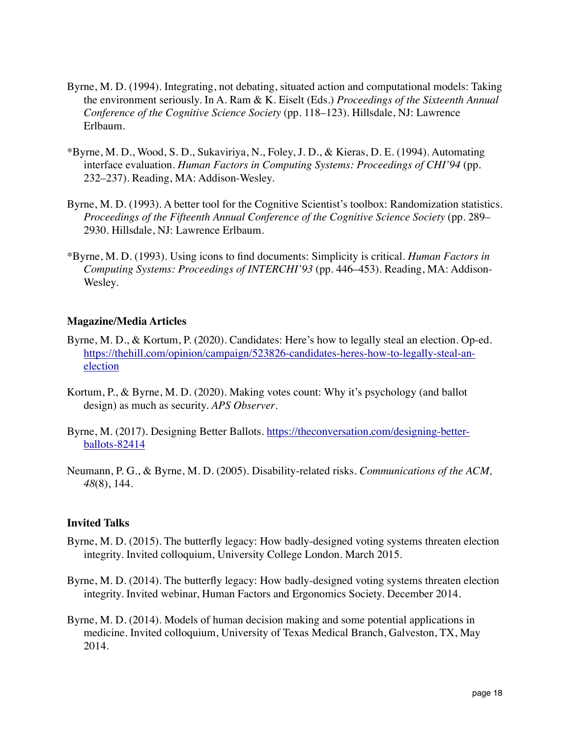Byrne, M. D. (1994). Integrating, not debating, situated action and computational models: Taking the environment seriously. In A. Ram & K. Eiselt (Eds.) *Proceedings of the Sixteenth Annual Conference of the Cognitive Science Society* (pp. 118–123). Hillsdale, NJ: Lawrence Erlbaum.

*Byrne, M. D., Wood, S. D., Sukaviriya, N., Foley, J. D., & Kieras, D. E. (1994). Automating interface evaluation. *Human Factors in Computing Systems: Proceedings of CHI'94* (pp. 232–237). Reading, MA: Addison-Wesley.

Byrne, M. D. (1993). A better tool for the Cognitive Scientist's toolbox: Randomization statistics. *Proceedings of the Fifteenth Annual Conference of the Cognitive Science Society* (pp. 289–2930. Hillsdale, NJ: Lawrence Erlbaum.

*Byrne, M. D. (1993). Using icons to find documents: Simplicity is critical. *Human Factors in Computing Systems: Proceedings of INTERCHI'93* (pp. 446–453). Reading, MA: Addison-Wesley.

### Magazine/Media Articles

Byrne, M. D., & Kortum, P. (2020). Candidates: Here's how to legally steal an election. Op-ed. https://thehill.com/opinion/campaign/523826-candidates-heres-how-to-legally-steal-an-election

Kortum, P., & Byrne, M. D. (2020). Making votes count: Why it's psychology (and ballot design) as much as security. *APS Observer*.

Byrne, M. (2017). Designing Better Ballots. https://theconversation.com/designing-better-ballots-82414

Neumann, P. G., & Byrne, M. D. (2005). Disability-related risks. *Communications of the ACM, 48*(8), 144.

### Invited Talks

Byrne, M. D. (2015). The butterfly legacy: How badly-designed voting systems threaten election integrity. Invited colloquium, University College London. March 2015.

Byrne, M. D. (2014). The butterfly legacy: How badly-designed voting systems threaten election integrity. Invited webinar, Human Factors and Ergonomics Society. December 2014.

Byrne, M. D. (2014). Models of human decision making and some potential applications in medicine. Invited colloquium, University of Texas Medical Branch, Galveston, TX, May 2014.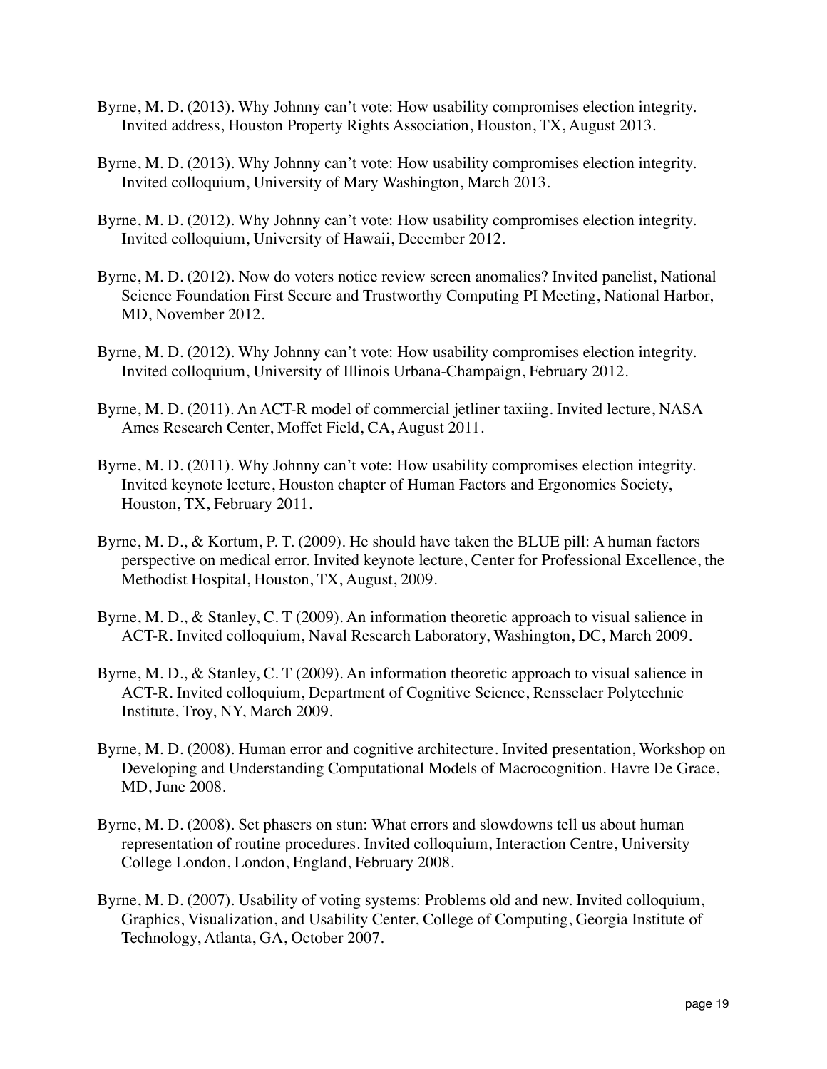Byrne, M. D. (2013). Why Johnny can't vote: How usability compromises election integrity. Invited address, Houston Property Rights Association, Houston, TX, August 2013.

Byrne, M. D. (2013). Why Johnny can't vote: How usability compromises election integrity. Invited colloquium, University of Mary Washington, March 2013.

Byrne, M. D. (2012). Why Johnny can't vote: How usability compromises election integrity. Invited colloquium, University of Hawaii, December 2012.

Byrne, M. D. (2012). Now do voters notice review screen anomalies? Invited panelist, National Science Foundation First Secure and Trustworthy Computing PI Meeting, National Harbor, MD, November 2012.

Byrne, M. D. (2012). Why Johnny can't vote: How usability compromises election integrity. Invited colloquium, University of Illinois Urbana-Champaign, February 2012.

Byrne, M. D. (2011). An ACT-R model of commercial jetliner taxiing. Invited lecture, NASA Ames Research Center, Moffet Field, CA, August 2011.

Byrne, M. D. (2011). Why Johnny can't vote: How usability compromises election integrity. Invited keynote lecture, Houston chapter of Human Factors and Ergonomics Society, Houston, TX, February 2011.

Byrne, M. D., & Kortum, P. T. (2009). He should have taken the BLUE pill: A human factors perspective on medical error. Invited keynote lecture, Center for Professional Excellence, the Methodist Hospital, Houston, TX, August, 2009.

Byrne, M. D., & Stanley, C. T (2009). An information theoretic approach to visual salience in ACT-R. Invited colloquium, Naval Research Laboratory, Washington, DC, March 2009.

Byrne, M. D., & Stanley, C. T (2009). An information theoretic approach to visual salience in ACT-R. Invited colloquium, Department of Cognitive Science, Rensselaer Polytechnic Institute, Troy, NY, March 2009.

Byrne, M. D. (2008). Human error and cognitive architecture. Invited presentation, Workshop on Developing and Understanding Computational Models of Macrocognition. Havre De Grace, MD, June 2008.

Byrne, M. D. (2008). Set phasers on stun: What errors and slowdowns tell us about human representation of routine procedures. Invited colloquium, Interaction Centre, University College London, London, England, February 2008.

Byrne, M. D. (2007). Usability of voting systems: Problems old and new. Invited colloquium, Graphics, Visualization, and Usability Center, College of Computing, Georgia Institute of Technology, Atlanta, GA, October 2007.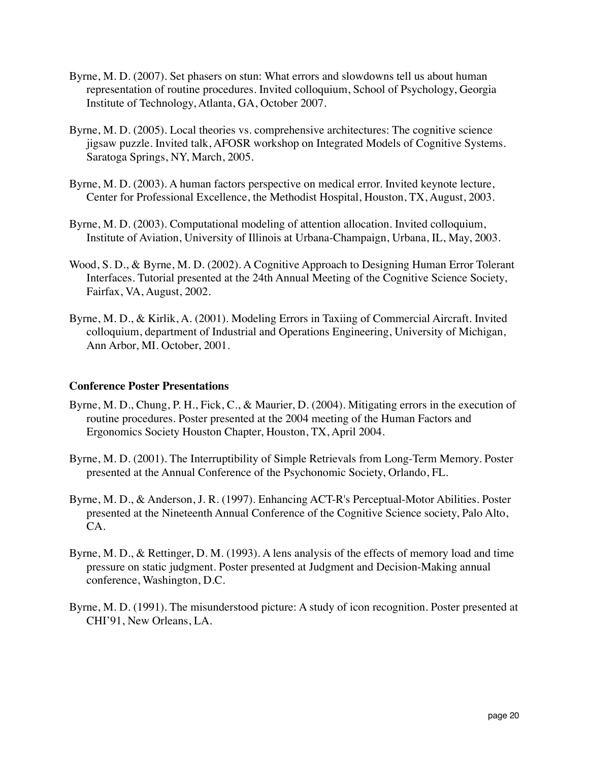Byrne, M. D. (2007). Set phasers on stun: What errors and slowdowns tell us about human representation of routine procedures. Invited colloquium, School of Psychology, Georgia Institute of Technology, Atlanta, GA, October 2007.

Byrne, M. D. (2005). Local theories vs. comprehensive architectures: The cognitive science jigsaw puzzle. Invited talk, AFOSR workshop on Integrated Models of Cognitive Systems. Saratoga Springs, NY, March, 2005.

Byrne, M. D. (2003). A human factors perspective on medical error. Invited keynote lecture, Center for Professional Excellence, the Methodist Hospital, Houston, TX, August, 2003.

Byrne, M. D. (2003). Computational modeling of attention allocation. Invited colloquium, Institute of Aviation, University of Illinois at Urbana-Champaign, Urbana, IL, May, 2003.

Wood, S. D., & Byrne, M. D. (2002). A Cognitive Approach to Designing Human Error Tolerant Interfaces. Tutorial presented at the 24th Annual Meeting of the Cognitive Science Society, Fairfax, VA, August, 2002.

Byrne, M. D., & Kirlik, A. (2001). Modeling Errors in Taxiing of Commercial Aircraft. Invited colloquium, department of Industrial and Operations Engineering, University of Michigan, Ann Arbor, MI. October, 2001.

**Conference Poster Presentations**

Byrne, M. D., Chung, P. H., Fick, C., & Maurier, D. (2004). Mitigating errors in the execution of routine procedures. Poster presented at the 2004 meeting of the Human Factors and Ergonomics Society Houston Chapter, Houston, TX, April 2004.

Byrne, M. D. (2001). The Interruptibility of Simple Retrievals from Long-Term Memory. Poster presented at the Annual Conference of the Psychonomic Society, Orlando, FL.

Byrne, M. D., & Anderson, J. R. (1997). Enhancing ACT-R's Perceptual-Motor Abilities. Poster presented at the Nineteenth Annual Conference of the Cognitive Science society, Palo Alto, CA.

Byrne, M. D., & Rettinger, D. M. (1993). A lens analysis of the effects of memory load and time pressure on static judgment. Poster presented at Judgment and Decision-Making annual conference, Washington, D.C.

Byrne, M. D. (1991). The misunderstood picture: A study of icon recognition. Poster presented at CHI'91, New Orleans, LA.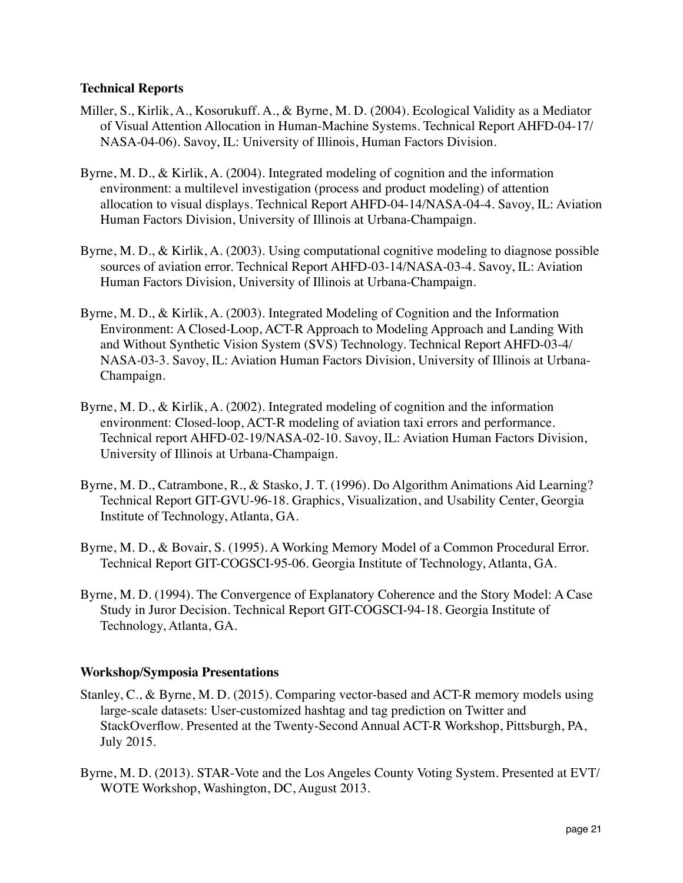**Technical Reports**

Miller, S., Kirlik, A., Kosorukuff. A., & Byrne, M. D. (2004). Ecological Validity as a Mediator of Visual Attention Allocation in Human-Machine Systems. Technical Report AHFD-04-17/ NASA-04-06). Savoy, IL: University of Illinois, Human Factors Division.

Byrne, M. D., & Kirlik, A. (2004). Integrated modeling of cognition and the information environment: a multilevel investigation (process and product modeling) of attention allocation to visual displays. Technical Report AHFD-04-14/NASA-04-4. Savoy, IL: Aviation Human Factors Division, University of Illinois at Urbana-Champaign.

Byrne, M. D., & Kirlik, A. (2003). Using computational cognitive modeling to diagnose possible sources of aviation error. Technical Report AHFD-03-14/NASA-03-4. Savoy, IL: Aviation Human Factors Division, University of Illinois at Urbana-Champaign.

Byrne, M. D., & Kirlik, A. (2003). Integrated Modeling of Cognition and the Information Environment: A Closed-Loop, ACT-R Approach to Modeling Approach and Landing With and Without Synthetic Vision System (SVS) Technology. Technical Report AHFD-03-4/ NASA-03-3. Savoy, IL: Aviation Human Factors Division, University of Illinois at Urbana-Champaign.

Byrne, M. D., & Kirlik, A. (2002). Integrated modeling of cognition and the information environment: Closed-loop, ACT-R modeling of aviation taxi errors and performance. Technical report AHFD-02-19/NASA-02-10. Savoy, IL: Aviation Human Factors Division, University of Illinois at Urbana-Champaign.

Byrne, M. D., Catrambone, R., & Stasko, J. T. (1996). Do Algorithm Animations Aid Learning? Technical Report GIT-GVU-96-18. Graphics, Visualization, and Usability Center, Georgia Institute of Technology, Atlanta, GA.

Byrne, M. D., & Bovair, S. (1995). A Working Memory Model of a Common Procedural Error. Technical Report GIT-COGSCI-95-06. Georgia Institute of Technology, Atlanta, GA.

Byrne, M. D. (1994). The Convergence of Explanatory Coherence and the Story Model: A Case Study in Juror Decision. Technical Report GIT-COGSCI-94-18. Georgia Institute of Technology, Atlanta, GA.

**Workshop/Symposia Presentations**

Stanley, C., & Byrne, M. D. (2015). Comparing vector-based and ACT-R memory models using large-scale datasets: User-customized hashtag and tag prediction on Twitter and StackOverflow. Presented at the Twenty-Second Annual ACT-R Workshop, Pittsburgh, PA, July 2015.

Byrne, M. D. (2013). STAR-Vote and the Los Angeles County Voting System. Presented at EVT/ WOTE Workshop, Washington, DC, August 2013.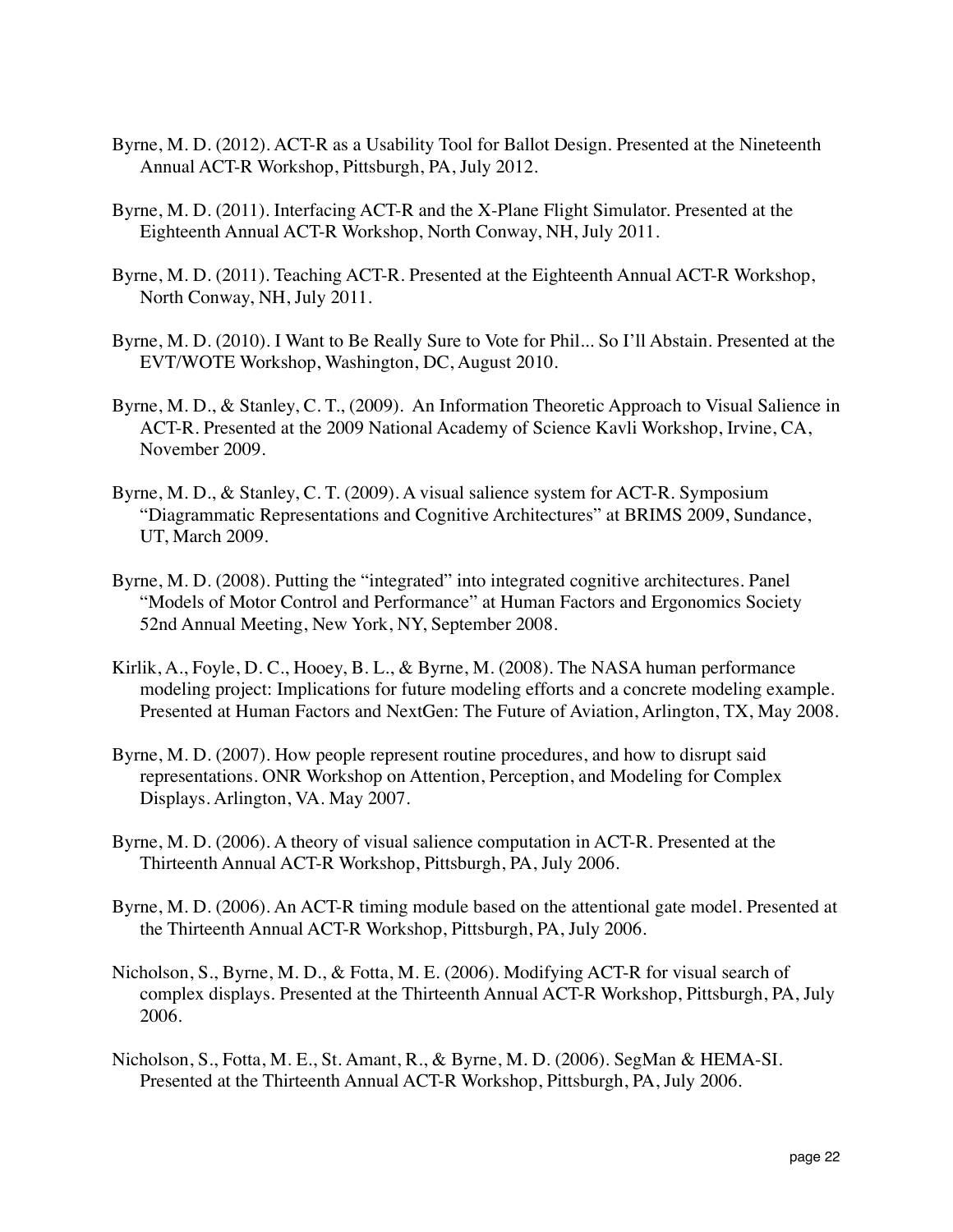Byrne, M. D. (2012). ACT-R as a Usability Tool for Ballot Design. Presented at the Nineteenth Annual ACT-R Workshop, Pittsburgh, PA, July 2012.

Byrne, M. D. (2011). Interfacing ACT-R and the X-Plane Flight Simulator. Presented at the Eighteenth Annual ACT-R Workshop, North Conway, NH, July 2011.

Byrne, M. D. (2011). Teaching ACT-R. Presented at the Eighteenth Annual ACT-R Workshop, North Conway, NH, July 2011.

Byrne, M. D. (2010). I Want to Be Really Sure to Vote for Phil... So I'll Abstain. Presented at the EVT/WOTE Workshop, Washington, DC, August 2010.

Byrne, M. D., & Stanley, C. T., (2009). An Information Theoretic Approach to Visual Salience in ACT-R. Presented at the 2009 National Academy of Science Kavli Workshop, Irvine, CA, November 2009.

Byrne, M. D., & Stanley, C. T. (2009). A visual salience system for ACT-R. Symposium "Diagrammatic Representations and Cognitive Architectures" at BRIMS 2009, Sundance, UT, March 2009.

Byrne, M. D. (2008). Putting the "integrated" into integrated cognitive architectures. Panel "Models of Motor Control and Performance" at Human Factors and Ergonomics Society 52nd Annual Meeting, New York, NY, September 2008.

Kirlik, A., Foyle, D. C., Hooey, B. L., & Byrne, M. (2008). The NASA human performance modeling project: Implications for future modeling efforts and a concrete modeling example. Presented at Human Factors and NextGen: The Future of Aviation, Arlington, TX, May 2008.

Byrne, M. D. (2007). How people represent routine procedures, and how to disrupt said representations. ONR Workshop on Attention, Perception, and Modeling for Complex Displays. Arlington, VA. May 2007.

Byrne, M. D. (2006). A theory of visual salience computation in ACT-R. Presented at the Thirteenth Annual ACT-R Workshop, Pittsburgh, PA, July 2006.

Byrne, M. D. (2006). An ACT-R timing module based on the attentional gate model. Presented at the Thirteenth Annual ACT-R Workshop, Pittsburgh, PA, July 2006.

Nicholson, S., Byrne, M. D., & Fotta, M. E. (2006). Modifying ACT-R for visual search of complex displays. Presented at the Thirteenth Annual ACT-R Workshop, Pittsburgh, PA, July 2006.

Nicholson, S., Fotta, M. E., St. Amant, R., & Byrne, M. D. (2006). SegMan & HEMA-SI. Presented at the Thirteenth Annual ACT-R Workshop, Pittsburgh, PA, July 2006.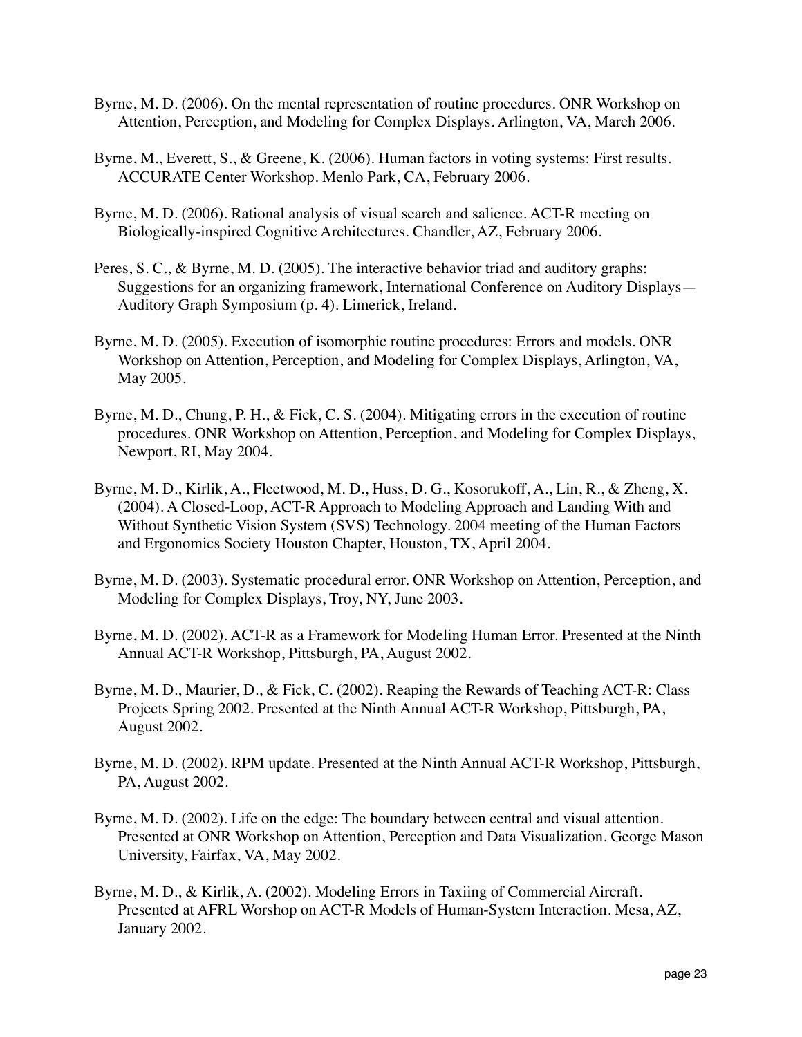Byrne, M. D. (2006). On the mental representation of routine procedures. ONR Workshop on Attention, Perception, and Modeling for Complex Displays. Arlington, VA, March 2006.

Byrne, M., Everett, S., & Greene, K. (2006). Human factors in voting systems: First results. ACCURATE Center Workshop. Menlo Park, CA, February 2006.

Byrne, M. D. (2006). Rational analysis of visual search and salience. ACT-R meeting on Biologically-inspired Cognitive Architectures. Chandler, AZ, February 2006.

Peres, S. C., & Byrne, M. D. (2005). The interactive behavior triad and auditory graphs: Suggestions for an organizing framework, International Conference on Auditory Displays—Auditory Graph Symposium (p. 4). Limerick, Ireland.

Byrne, M. D. (2005). Execution of isomorphic routine procedures: Errors and models. ONR Workshop on Attention, Perception, and Modeling for Complex Displays, Arlington, VA, May 2005.

Byrne, M. D., Chung, P. H., & Fick, C. S. (2004). Mitigating errors in the execution of routine procedures. ONR Workshop on Attention, Perception, and Modeling for Complex Displays, Newport, RI, May 2004.

Byrne, M. D., Kirlik, A., Fleetwood, M. D., Huss, D. G., Kosorukoff, A., Lin, R., & Zheng, X. (2004). A Closed-Loop, ACT-R Approach to Modeling Approach and Landing With and Without Synthetic Vision System (SVS) Technology. 2004 meeting of the Human Factors and Ergonomics Society Houston Chapter, Houston, TX, April 2004.

Byrne, M. D. (2003). Systematic procedural error. ONR Workshop on Attention, Perception, and Modeling for Complex Displays, Troy, NY, June 2003.

Byrne, M. D. (2002). ACT-R as a Framework for Modeling Human Error. Presented at the Ninth Annual ACT-R Workshop, Pittsburgh, PA, August 2002.

Byrne, M. D., Maurier, D., & Fick, C. (2002). Reaping the Rewards of Teaching ACT-R: Class Projects Spring 2002. Presented at the Ninth Annual ACT-R Workshop, Pittsburgh, PA, August 2002.

Byrne, M. D. (2002). RPM update. Presented at the Ninth Annual ACT-R Workshop, Pittsburgh, PA, August 2002.

Byrne, M. D. (2002). Life on the edge: The boundary between central and visual attention. Presented at ONR Workshop on Attention, Perception and Data Visualization. George Mason University, Fairfax, VA, May 2002.

Byrne, M. D., & Kirlik, A. (2002). Modeling Errors in Taxiing of Commercial Aircraft. Presented at AFRL Worshop on ACT-R Models of Human-System Interaction. Mesa, AZ, January 2002.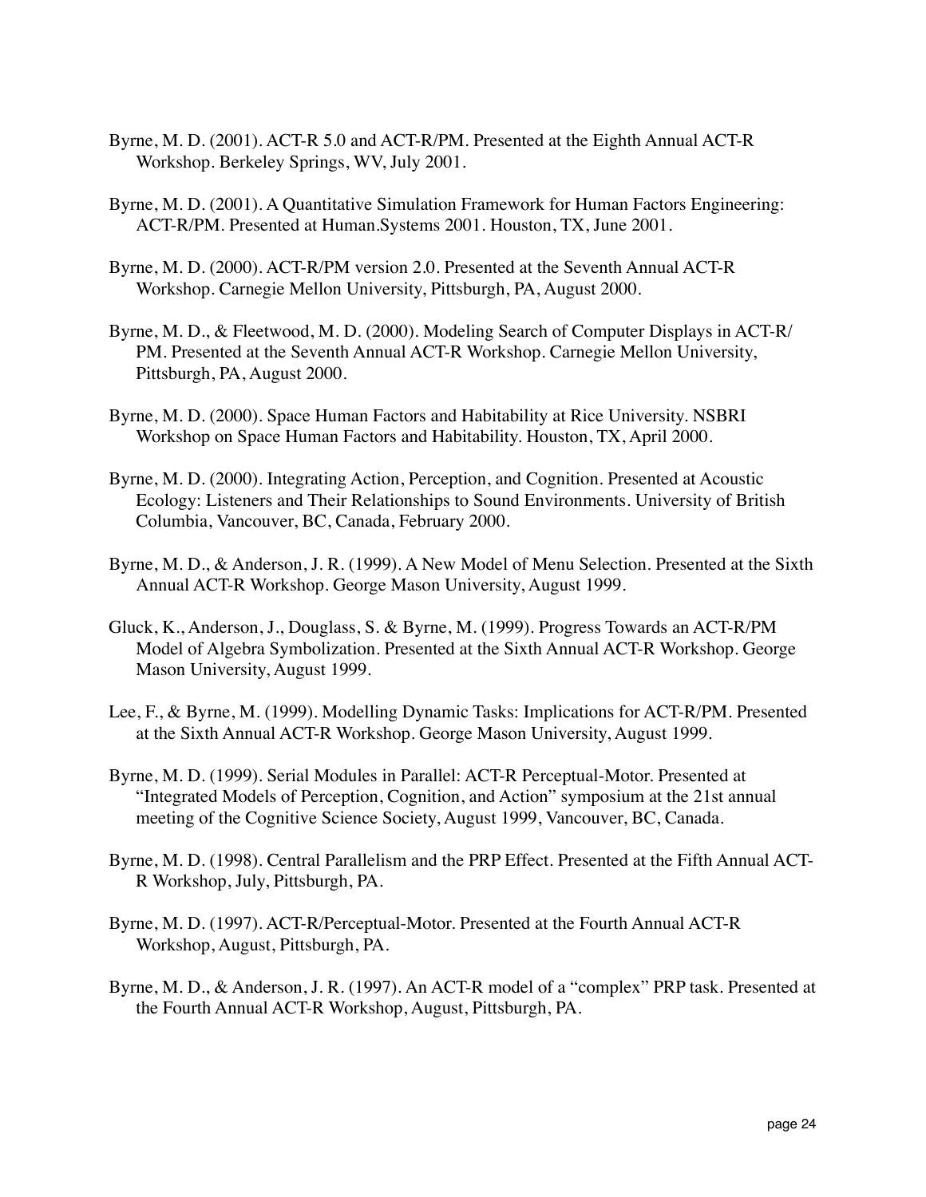Byrne, M. D. (2001). ACT-R 5.0 and ACT-R/PM. Presented at the Eighth Annual ACT-R Workshop. Berkeley Springs, WV, July 2001.

Byrne, M. D. (2001). A Quantitative Simulation Framework for Human Factors Engineering: ACT-R/PM. Presented at Human.Systems 2001. Houston, TX, June 2001.

Byrne, M. D. (2000). ACT-R/PM version 2.0. Presented at the Seventh Annual ACT-R Workshop. Carnegie Mellon University, Pittsburgh, PA, August 2000.

Byrne, M. D., & Fleetwood, M. D. (2000). Modeling Search of Computer Displays in ACT-R/PM. Presented at the Seventh Annual ACT-R Workshop. Carnegie Mellon University, Pittsburgh, PA, August 2000.

Byrne, M. D. (2000). Space Human Factors and Habitability at Rice University. NSBRI Workshop on Space Human Factors and Habitability. Houston, TX, April 2000.

Byrne, M. D. (2000). Integrating Action, Perception, and Cognition. Presented at Acoustic Ecology: Listeners and Their Relationships to Sound Environments. University of British Columbia, Vancouver, BC, Canada, February 2000.

Byrne, M. D., & Anderson, J. R. (1999). A New Model of Menu Selection. Presented at the Sixth Annual ACT-R Workshop. George Mason University, August 1999.

Gluck, K., Anderson, J., Douglass, S. & Byrne, M. (1999). Progress Towards an ACT-R/PM Model of Algebra Symbolization. Presented at the Sixth Annual ACT-R Workshop. George Mason University, August 1999.

Lee, F., & Byrne, M. (1999). Modelling Dynamic Tasks: Implications for ACT-R/PM. Presented at the Sixth Annual ACT-R Workshop. George Mason University, August 1999.

Byrne, M. D. (1999). Serial Modules in Parallel: ACT-R Perceptual-Motor. Presented at "Integrated Models of Perception, Cognition, and Action" symposium at the 21st annual meeting of the Cognitive Science Society, August 1999, Vancouver, BC, Canada.

Byrne, M. D. (1998). Central Parallelism and the PRP Effect. Presented at the Fifth Annual ACT-R Workshop, July, Pittsburgh, PA.

Byrne, M. D. (1997). ACT-R/Perceptual-Motor. Presented at the Fourth Annual ACT-R Workshop, August, Pittsburgh, PA.

Byrne, M. D., & Anderson, J. R. (1997). An ACT-R model of a "complex" PRP task. Presented at the Fourth Annual ACT-R Workshop, August, Pittsburgh, PA.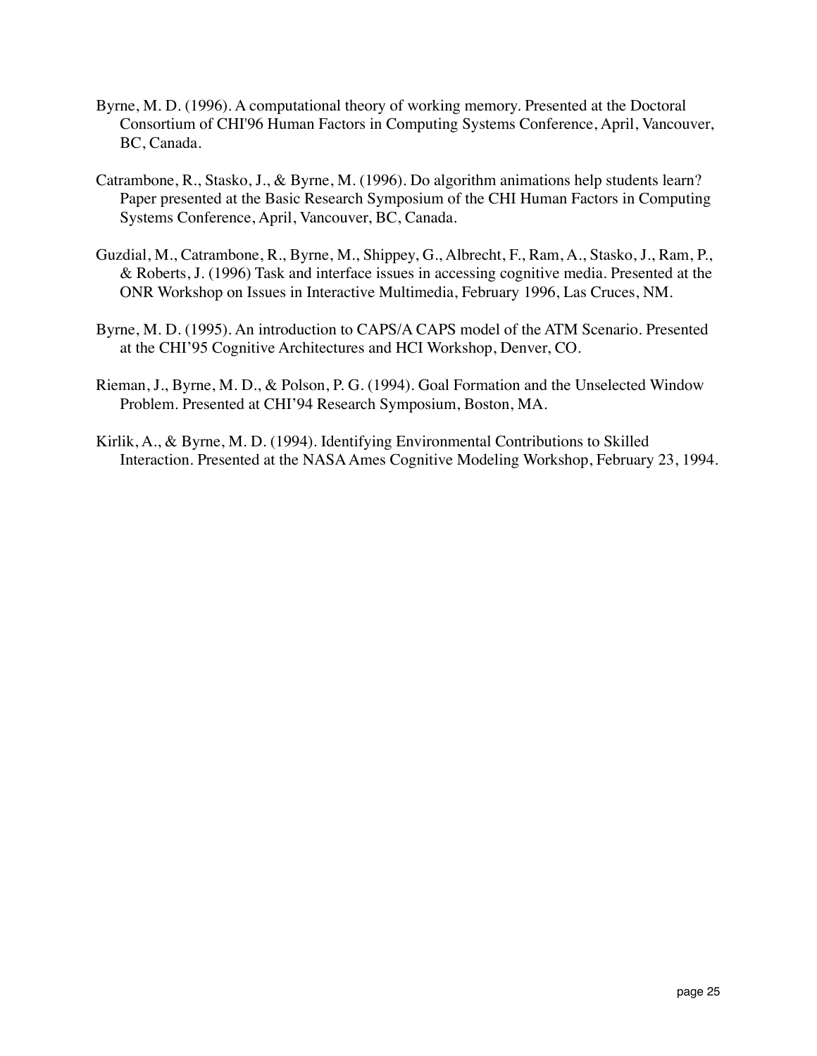Byrne, M. D. (1996). A computational theory of working memory. Presented at the Doctoral Consortium of CHI'96 Human Factors in Computing Systems Conference, April, Vancouver, BC, Canada.

Catrambone, R., Stasko, J., & Byrne, M. (1996). Do algorithm animations help students learn? Paper presented at the Basic Research Symposium of the CHI Human Factors in Computing Systems Conference, April, Vancouver, BC, Canada.

Guzdial, M., Catrambone, R., Byrne, M., Shippey, G., Albrecht, F., Ram, A., Stasko, J., Ram, P., & Roberts, J. (1996) Task and interface issues in accessing cognitive media. Presented at the ONR Workshop on Issues in Interactive Multimedia, February 1996, Las Cruces, NM.

Byrne, M. D. (1995). An introduction to CAPS/A CAPS model of the ATM Scenario. Presented at the CHI'95 Cognitive Architectures and HCI Workshop, Denver, CO.

Rieman, J., Byrne, M. D., & Polson, P. G. (1994). Goal Formation and the Unselected Window Problem. Presented at CHI'94 Research Symposium, Boston, MA.

Kirlik, A., & Byrne, M. D. (1994). Identifying Environmental Contributions to Skilled Interaction. Presented at the NASA Ames Cognitive Modeling Workshop, February 23, 1994.